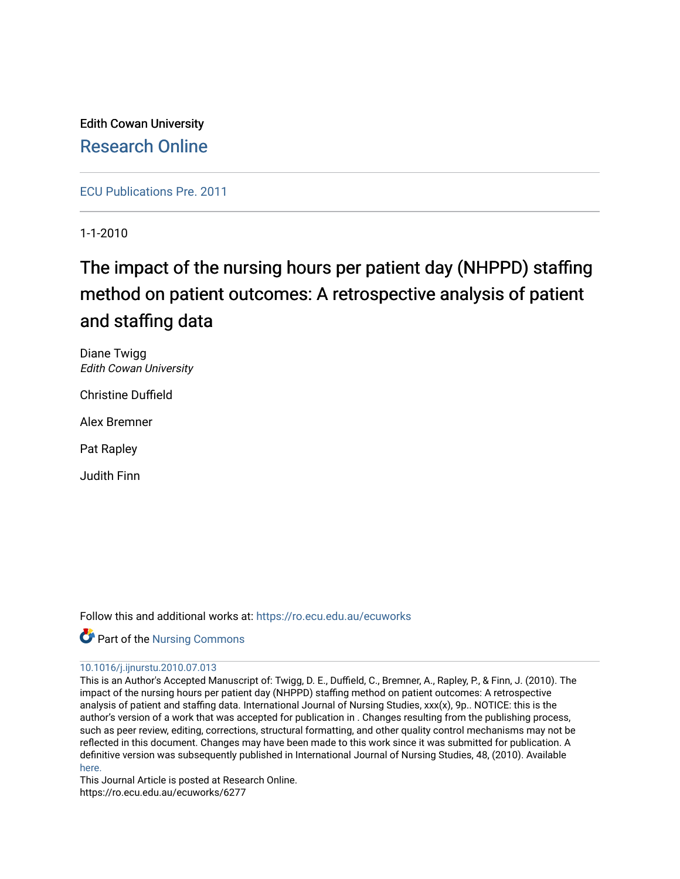Edith Cowan University

Research Online

ECU Publications Pre. 2011

1-1-2010

# The impact of the nursing hours per patient day (NHPPD) staffing method on patient outcomes: A retrospective analysis of patient and staffing data

Diane Twigg
*Edith Cowan University*

Christine Duffield

Alex Bremner

Pat Rapley

Judith Finn

Follow this and additional works at: https://ro.ecu.edu.au/ecuworks

Part of the Nursing Commons

10.1016/j.ijnurstu.2010.07.013

This is an Author's Accepted Manuscript of: Twigg, D. E., Duffield, C., Bremner, A., Rapley, P., & Finn, J. (2010). The impact of the nursing hours per patient day (NHPPD) staffing method on patient outcomes: A retrospective analysis of patient and staffing data. International Journal of Nursing Studies, xxx(x), 9p.. NOTICE: this is the author's version of a work that was accepted for publication in . Changes resulting from the publishing process, such as peer review, editing, corrections, structural formatting, and other quality control mechanisms may not be reflected in this document. Changes may have been made to this work since it was submitted for publication. A definitive version was subsequently published in International Journal of Nursing Studies, 48, (2010). Available here.

This Journal Article is posted at Research Online.
https://ro.ecu.edu.au/ecuworks/6277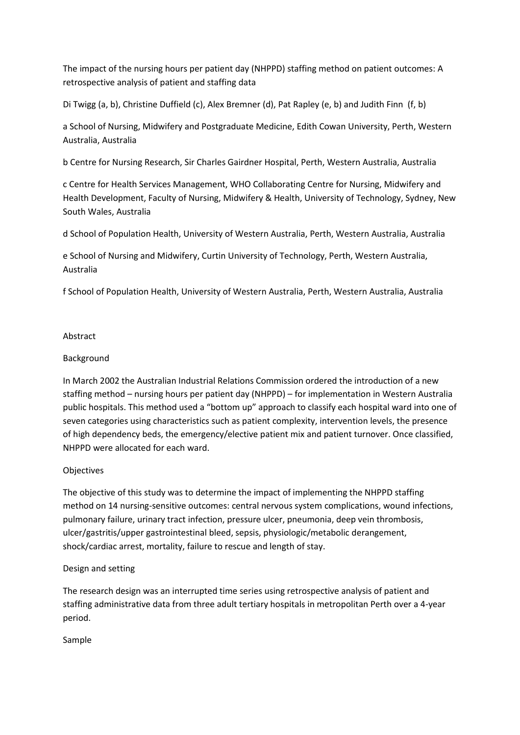The impact of the nursing hours per patient day (NHPPD) staffing method on patient outcomes: A retrospective analysis of patient and staffing data

Di Twigg (a, b), Christine Duffield (c), Alex Bremner (d), Pat Rapley (e, b) and Judith Finn (f, b)

a School of Nursing, Midwifery and Postgraduate Medicine, Edith Cowan University, Perth, Western Australia, Australia

b Centre for Nursing Research, Sir Charles Gairdner Hospital, Perth, Western Australia, Australia

c Centre for Health Services Management, WHO Collaborating Centre for Nursing, Midwifery and Health Development, Faculty of Nursing, Midwifery & Health, University of Technology, Sydney, New South Wales, Australia

d School of Population Health, University of Western Australia, Perth, Western Australia, Australia

e School of Nursing and Midwifery, Curtin University of Technology, Perth, Western Australia, Australia

f School of Population Health, University of Western Australia, Perth, Western Australia, Australia

## Abstract

### Background

In March 2002 the Australian Industrial Relations Commission ordered the introduction of a new staffing method – nursing hours per patient day (NHPPD) – for implementation in Western Australia public hospitals. This method used a "bottom up" approach to classify each hospital ward into one of seven categories using characteristics such as patient complexity, intervention levels, the presence of high dependency beds, the emergency/elective patient mix and patient turnover. Once classified, NHPPD were allocated for each ward.

### Objectives

The objective of this study was to determine the impact of implementing the NHPPD staffing method on 14 nursing-sensitive outcomes: central nervous system complications, wound infections, pulmonary failure, urinary tract infection, pressure ulcer, pneumonia, deep vein thrombosis, ulcer/gastritis/upper gastrointestinal bleed, sepsis, physiologic/metabolic derangement, shock/cardiac arrest, mortality, failure to rescue and length of stay.

### Design and setting

The research design was an interrupted time series using retrospective analysis of patient and staffing administrative data from three adult tertiary hospitals in metropolitan Perth over a 4-year period.

### Sample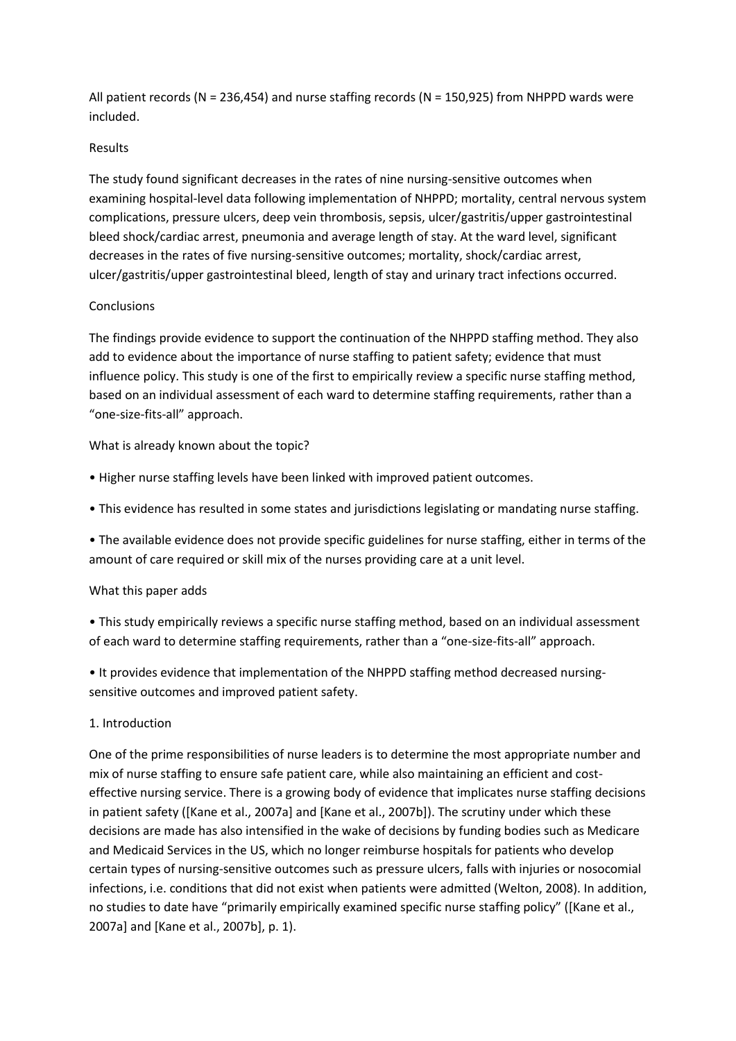All patient records (N = 236,454) and nurse staffing records (N = 150,925) from NHPPD wards were included.

## Results

The study found significant decreases in the rates of nine nursing-sensitive outcomes when examining hospital-level data following implementation of NHPPD; mortality, central nervous system complications, pressure ulcers, deep vein thrombosis, sepsis, ulcer/gastritis/upper gastrointestinal bleed shock/cardiac arrest, pneumonia and average length of stay. At the ward level, significant decreases in the rates of five nursing-sensitive outcomes; mortality, shock/cardiac arrest, ulcer/gastritis/upper gastrointestinal bleed, length of stay and urinary tract infections occurred.

## Conclusions

The findings provide evidence to support the continuation of the NHPPD staffing method. They also add to evidence about the importance of nurse staffing to patient safety; evidence that must influence policy. This study is one of the first to empirically review a specific nurse staffing method, based on an individual assessment of each ward to determine staffing requirements, rather than a "one-size-fits-all" approach.

## What is already known about the topic?

- Higher nurse staffing levels have been linked with improved patient outcomes.
- This evidence has resulted in some states and jurisdictions legislating or mandating nurse staffing.
- The available evidence does not provide specific guidelines for nurse staffing, either in terms of the amount of care required or skill mix of the nurses providing care at a unit level.

## What this paper adds

- This study empirically reviews a specific nurse staffing method, based on an individual assessment of each ward to determine staffing requirements, rather than a "one-size-fits-all" approach.
- It provides evidence that implementation of the NHPPD staffing method decreased nursing-sensitive outcomes and improved patient safety.

## 1. Introduction

One of the prime responsibilities of nurse leaders is to determine the most appropriate number and mix of nurse staffing to ensure safe patient care, while also maintaining an efficient and cost-effective nursing service. There is a growing body of evidence that implicates nurse staffing decisions in patient safety ([Kane et al., 2007a] and [Kane et al., 2007b]). The scrutiny under which these decisions are made has also intensified in the wake of decisions by funding bodies such as Medicare and Medicaid Services in the US, which no longer reimburse hospitals for patients who develop certain types of nursing-sensitive outcomes such as pressure ulcers, falls with injuries or nosocomial infections, i.e. conditions that did not exist when patients were admitted (Welton, 2008). In addition, no studies to date have "primarily empirically examined specific nurse staffing policy" ([Kane et al., 2007a] and [Kane et al., 2007b], p. 1).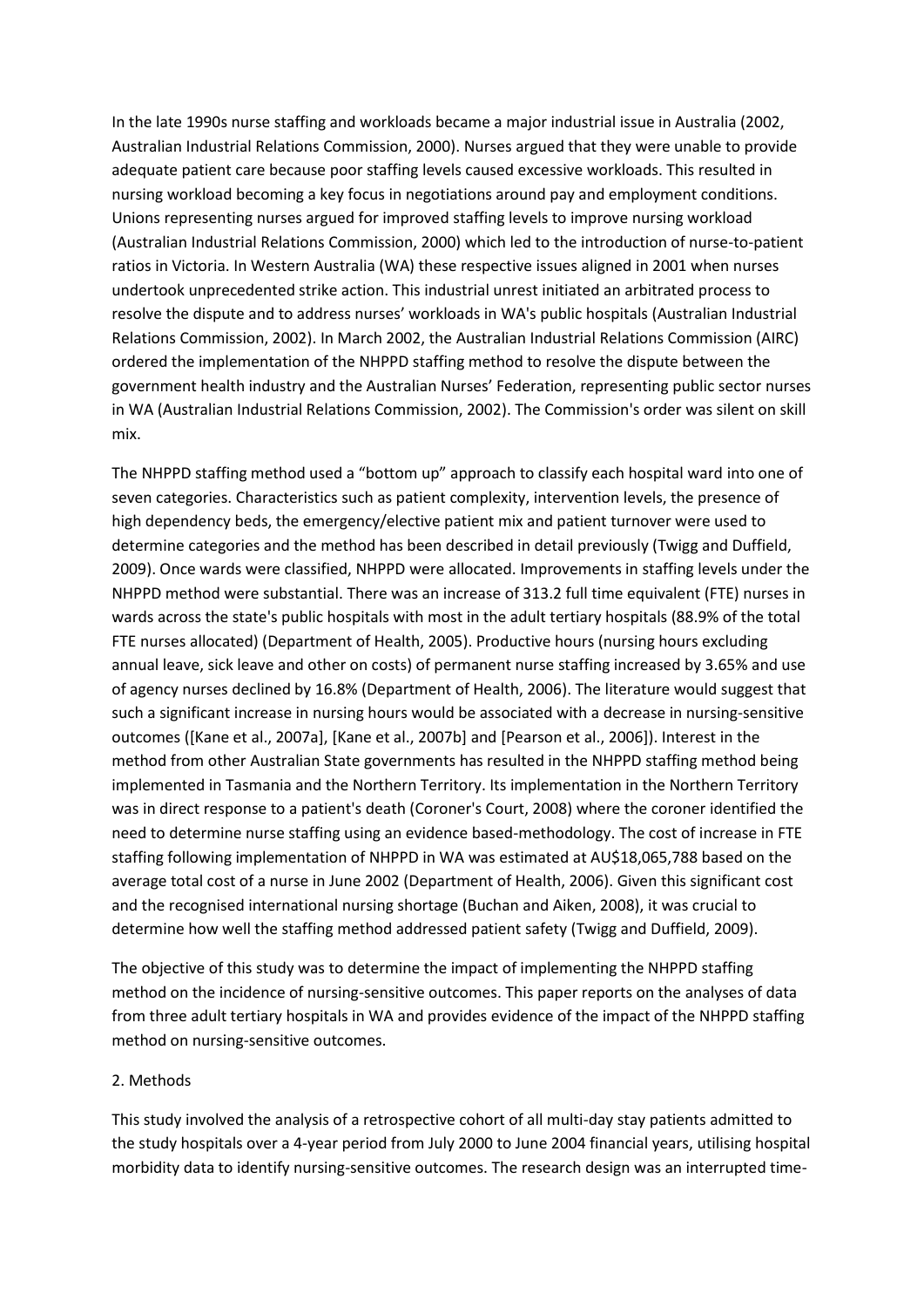In the late 1990s nurse staffing and workloads became a major industrial issue in Australia (2002, Australian Industrial Relations Commission, 2000). Nurses argued that they were unable to provide adequate patient care because poor staffing levels caused excessive workloads. This resulted in nursing workload becoming a key focus in negotiations around pay and employment conditions. Unions representing nurses argued for improved staffing levels to improve nursing workload (Australian Industrial Relations Commission, 2000) which led to the introduction of nurse-to-patient ratios in Victoria. In Western Australia (WA) these respective issues aligned in 2001 when nurses undertook unprecedented strike action. This industrial unrest initiated an arbitrated process to resolve the dispute and to address nurses' workloads in WA's public hospitals (Australian Industrial Relations Commission, 2002). In March 2002, the Australian Industrial Relations Commission (AIRC) ordered the implementation of the NHPPD staffing method to resolve the dispute between the government health industry and the Australian Nurses' Federation, representing public sector nurses in WA (Australian Industrial Relations Commission, 2002). The Commission's order was silent on skill mix.

The NHPPD staffing method used a "bottom up" approach to classify each hospital ward into one of seven categories. Characteristics such as patient complexity, intervention levels, the presence of high dependency beds, the emergency/elective patient mix and patient turnover were used to determine categories and the method has been described in detail previously (Twigg and Duffield, 2009). Once wards were classified, NHPPD were allocated. Improvements in staffing levels under the NHPPD method were substantial. There was an increase of 313.2 full time equivalent (FTE) nurses in wards across the state's public hospitals with most in the adult tertiary hospitals (88.9% of the total FTE nurses allocated) (Department of Health, 2005). Productive hours (nursing hours excluding annual leave, sick leave and other on costs) of permanent nurse staffing increased by 3.65% and use of agency nurses declined by 16.8% (Department of Health, 2006). The literature would suggest that such a significant increase in nursing hours would be associated with a decrease in nursing-sensitive outcomes ([Kane et al., 2007a], [Kane et al., 2007b] and [Pearson et al., 2006]). Interest in the method from other Australian State governments has resulted in the NHPPD staffing method being implemented in Tasmania and the Northern Territory. Its implementation in the Northern Territory was in direct response to a patient's death (Coroner's Court, 2008) where the coroner identified the need to determine nurse staffing using an evidence based-methodology. The cost of increase in FTE staffing following implementation of NHPPD in WA was estimated at AU$18,065,788 based on the average total cost of a nurse in June 2002 (Department of Health, 2006). Given this significant cost and the recognised international nursing shortage (Buchan and Aiken, 2008), it was crucial to determine how well the staffing method addressed patient safety (Twigg and Duffield, 2009).

The objective of this study was to determine the impact of implementing the NHPPD staffing method on the incidence of nursing-sensitive outcomes. This paper reports on the analyses of data from three adult tertiary hospitals in WA and provides evidence of the impact of the NHPPD staffing method on nursing-sensitive outcomes.

## 2. Methods

This study involved the analysis of a retrospective cohort of all multi-day stay patients admitted to the study hospitals over a 4-year period from July 2000 to June 2004 financial years, utilising hospital morbidity data to identify nursing-sensitive outcomes. The research design was an interrupted time-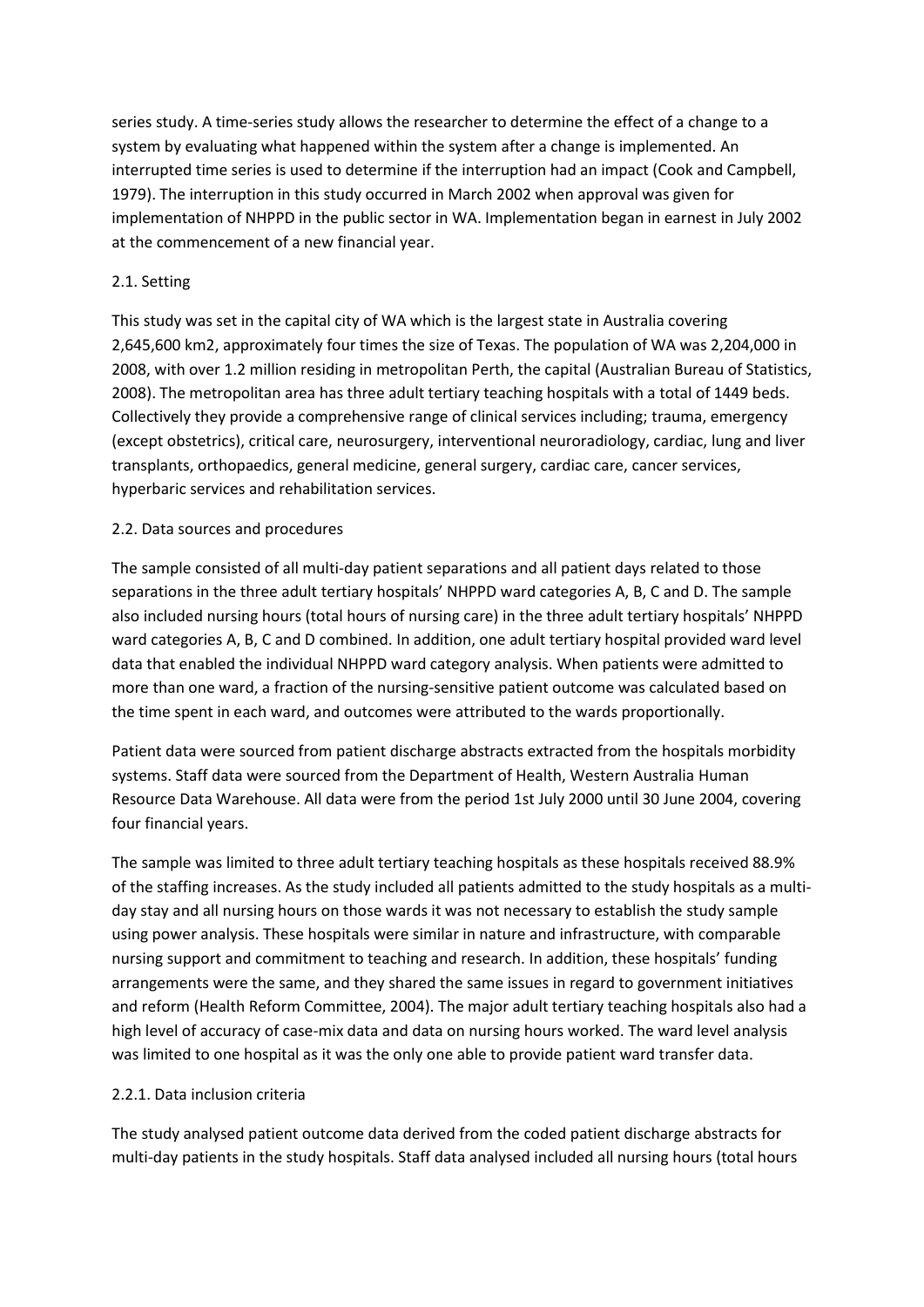series study. A time-series study allows the researcher to determine the effect of a change to a system by evaluating what happened within the system after a change is implemented. An interrupted time series is used to determine if the interruption had an impact (Cook and Campbell, 1979). The interruption in this study occurred in March 2002 when approval was given for implementation of NHPPD in the public sector in WA. Implementation began in earnest in July 2002 at the commencement of a new financial year.

## 2.1. Setting

This study was set in the capital city of WA which is the largest state in Australia covering 2,645,600 km2, approximately four times the size of Texas. The population of WA was 2,204,000 in 2008, with over 1.2 million residing in metropolitan Perth, the capital (Australian Bureau of Statistics, 2008). The metropolitan area has three adult tertiary teaching hospitals with a total of 1449 beds. Collectively they provide a comprehensive range of clinical services including; trauma, emergency (except obstetrics), critical care, neurosurgery, interventional neuroradiology, cardiac, lung and liver transplants, orthopaedics, general medicine, general surgery, cardiac care, cancer services, hyperbaric services and rehabilitation services.

## 2.2. Data sources and procedures

The sample consisted of all multi-day patient separations and all patient days related to those separations in the three adult tertiary hospitals' NHPPD ward categories A, B, C and D. The sample also included nursing hours (total hours of nursing care) in the three adult tertiary hospitals' NHPPD ward categories A, B, C and D combined. In addition, one adult tertiary hospital provided ward level data that enabled the individual NHPPD ward category analysis. When patients were admitted to more than one ward, a fraction of the nursing-sensitive patient outcome was calculated based on the time spent in each ward, and outcomes were attributed to the wards proportionally.

Patient data were sourced from patient discharge abstracts extracted from the hospitals morbidity systems. Staff data were sourced from the Department of Health, Western Australia Human Resource Data Warehouse. All data were from the period 1st July 2000 until 30 June 2004, covering four financial years.

The sample was limited to three adult tertiary teaching hospitals as these hospitals received 88.9% of the staffing increases. As the study included all patients admitted to the study hospitals as a multi-day stay and all nursing hours on those wards it was not necessary to establish the study sample using power analysis. These hospitals were similar in nature and infrastructure, with comparable nursing support and commitment to teaching and research. In addition, these hospitals' funding arrangements were the same, and they shared the same issues in regard to government initiatives and reform (Health Reform Committee, 2004). The major adult tertiary teaching hospitals also had a high level of accuracy of case-mix data and data on nursing hours worked. The ward level analysis was limited to one hospital as it was the only one able to provide patient ward transfer data.

### 2.2.1. Data inclusion criteria

The study analysed patient outcome data derived from the coded patient discharge abstracts for multi-day patients in the study hospitals. Staff data analysed included all nursing hours (total hours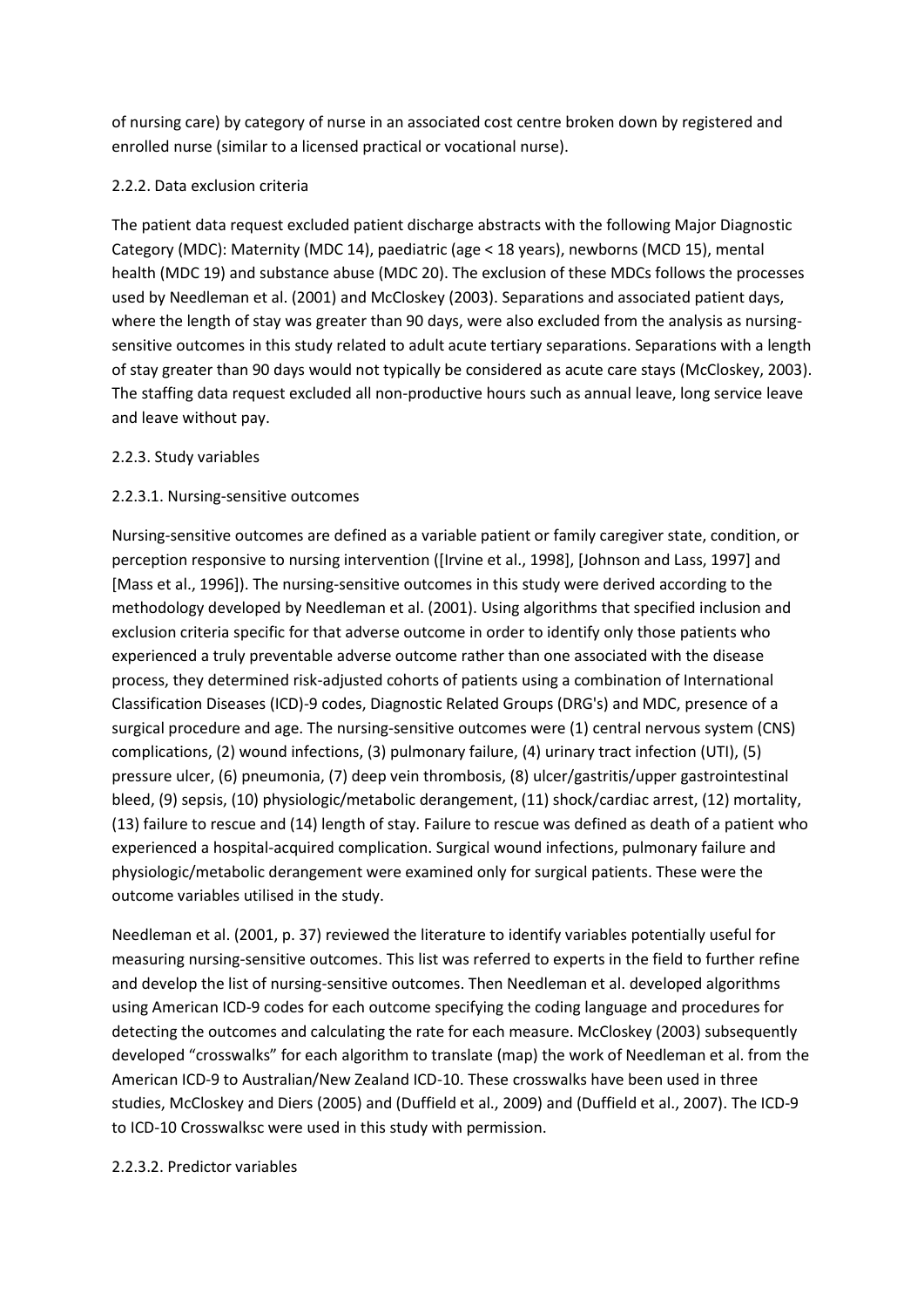of nursing care) by category of nurse in an associated cost centre broken down by registered and enrolled nurse (similar to a licensed practical or vocational nurse).

#### 2.2.2. Data exclusion criteria

The patient data request excluded patient discharge abstracts with the following Major Diagnostic Category (MDC): Maternity (MDC 14), paediatric (age < 18 years), newborns (MCD 15), mental health (MDC 19) and substance abuse (MDC 20). The exclusion of these MDCs follows the processes used by Needleman et al. (2001) and McCloskey (2003). Separations and associated patient days, where the length of stay was greater than 90 days, were also excluded from the analysis as nursing-sensitive outcomes in this study related to adult acute tertiary separations. Separations with a length of stay greater than 90 days would not typically be considered as acute care stays (McCloskey, 2003). The staffing data request excluded all non-productive hours such as annual leave, long service leave and leave without pay.

#### 2.2.3. Study variables

##### 2.2.3.1. Nursing-sensitive outcomes

Nursing-sensitive outcomes are defined as a variable patient or family caregiver state, condition, or perception responsive to nursing intervention ([Irvine et al., 1998], [Johnson and Lass, 1997] and [Mass et al., 1996]). The nursing-sensitive outcomes in this study were derived according to the methodology developed by Needleman et al. (2001). Using algorithms that specified inclusion and exclusion criteria specific for that adverse outcome in order to identify only those patients who experienced a truly preventable adverse outcome rather than one associated with the disease process, they determined risk-adjusted cohorts of patients using a combination of International Classification Diseases (ICD)-9 codes, Diagnostic Related Groups (DRG's) and MDC, presence of a surgical procedure and age. The nursing-sensitive outcomes were (1) central nervous system (CNS) complications, (2) wound infections, (3) pulmonary failure, (4) urinary tract infection (UTI), (5) pressure ulcer, (6) pneumonia, (7) deep vein thrombosis, (8) ulcer/gastritis/upper gastrointestinal bleed, (9) sepsis, (10) physiologic/metabolic derangement, (11) shock/cardiac arrest, (12) mortality, (13) failure to rescue and (14) length of stay. Failure to rescue was defined as death of a patient who experienced a hospital-acquired complication. Surgical wound infections, pulmonary failure and physiologic/metabolic derangement were examined only for surgical patients. These were the outcome variables utilised in the study.

Needleman et al. (2001, p. 37) reviewed the literature to identify variables potentially useful for measuring nursing-sensitive outcomes. This list was referred to experts in the field to further refine and develop the list of nursing-sensitive outcomes. Then Needleman et al. developed algorithms using American ICD-9 codes for each outcome specifying the coding language and procedures for detecting the outcomes and calculating the rate for each measure. McCloskey (2003) subsequently developed "crosswalks" for each algorithm to translate (map) the work of Needleman et al. from the American ICD-9 to Australian/New Zealand ICD-10. These crosswalks have been used in three studies, McCloskey and Diers (2005) and (Duffield et al., 2009) and (Duffield et al., 2007). The ICD-9 to ICD-10 Crosswalksc were used in this study with permission.

##### 2.2.3.2. Predictor variables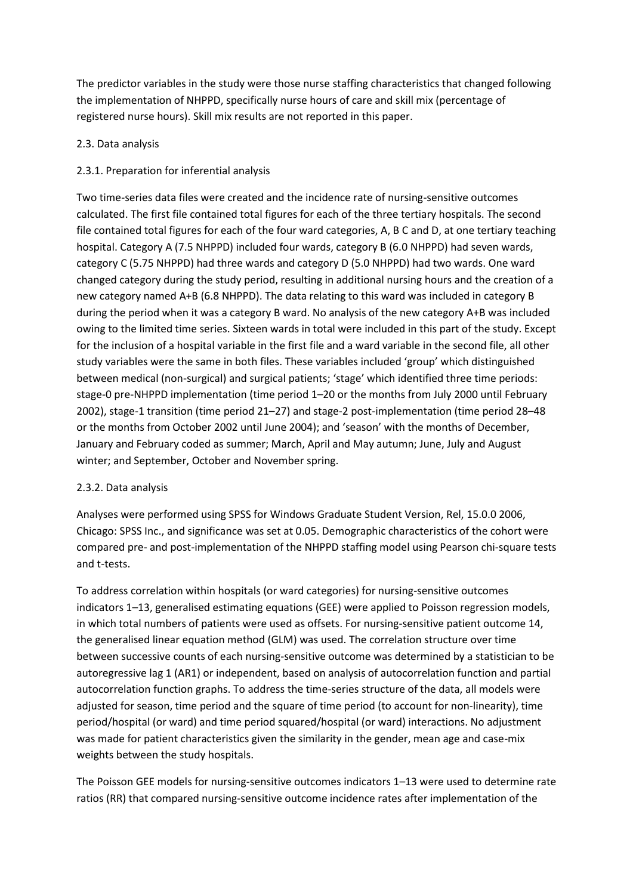The predictor variables in the study were those nurse staffing characteristics that changed following the implementation of NHPPD, specifically nurse hours of care and skill mix (percentage of registered nurse hours). Skill mix results are not reported in this paper.

### 2.3. Data analysis

#### 2.3.1. Preparation for inferential analysis

Two time-series data files were created and the incidence rate of nursing-sensitive outcomes calculated. The first file contained total figures for each of the three tertiary hospitals. The second file contained total figures for each of the four ward categories, A, B C and D, at one tertiary teaching hospital. Category A (7.5 NHPPD) included four wards, category B (6.0 NHPPD) had seven wards, category C (5.75 NHPPD) had three wards and category D (5.0 NHPPD) had two wards. One ward changed category during the study period, resulting in additional nursing hours and the creation of a new category named A+B (6.8 NHPPD). The data relating to this ward was included in category B during the period when it was a category B ward. No analysis of the new category A+B was included owing to the limited time series. Sixteen wards in total were included in this part of the study. Except for the inclusion of a hospital variable in the first file and a ward variable in the second file, all other study variables were the same in both files. These variables included 'group' which distinguished between medical (non-surgical) and surgical patients; 'stage' which identified three time periods: stage-0 pre-NHPPD implementation (time period 1–20 or the months from July 2000 until February 2002), stage-1 transition (time period 21–27) and stage-2 post-implementation (time period 28–48 or the months from October 2002 until June 2004); and 'season' with the months of December, January and February coded as summer; March, April and May autumn; June, July and August winter; and September, October and November spring.

#### 2.3.2. Data analysis

Analyses were performed using SPSS for Windows Graduate Student Version, Rel, 15.0.0 2006, Chicago: SPSS Inc., and significance was set at 0.05. Demographic characteristics of the cohort were compared pre- and post-implementation of the NHPPD staffing model using Pearson chi-square tests and t-tests.

To address correlation within hospitals (or ward categories) for nursing-sensitive outcomes indicators 1–13, generalised estimating equations (GEE) were applied to Poisson regression models, in which total numbers of patients were used as offsets. For nursing-sensitive patient outcome 14, the generalised linear equation method (GLM) was used. The correlation structure over time between successive counts of each nursing-sensitive outcome was determined by a statistician to be autoregressive lag 1 (AR1) or independent, based on analysis of autocorrelation function and partial autocorrelation function graphs. To address the time-series structure of the data, all models were adjusted for season, time period and the square of time period (to account for non-linearity), time period/hospital (or ward) and time period squared/hospital (or ward) interactions. No adjustment was made for patient characteristics given the similarity in the gender, mean age and case-mix weights between the study hospitals.

The Poisson GEE models for nursing-sensitive outcomes indicators 1–13 were used to determine rate ratios (RR) that compared nursing-sensitive outcome incidence rates after implementation of the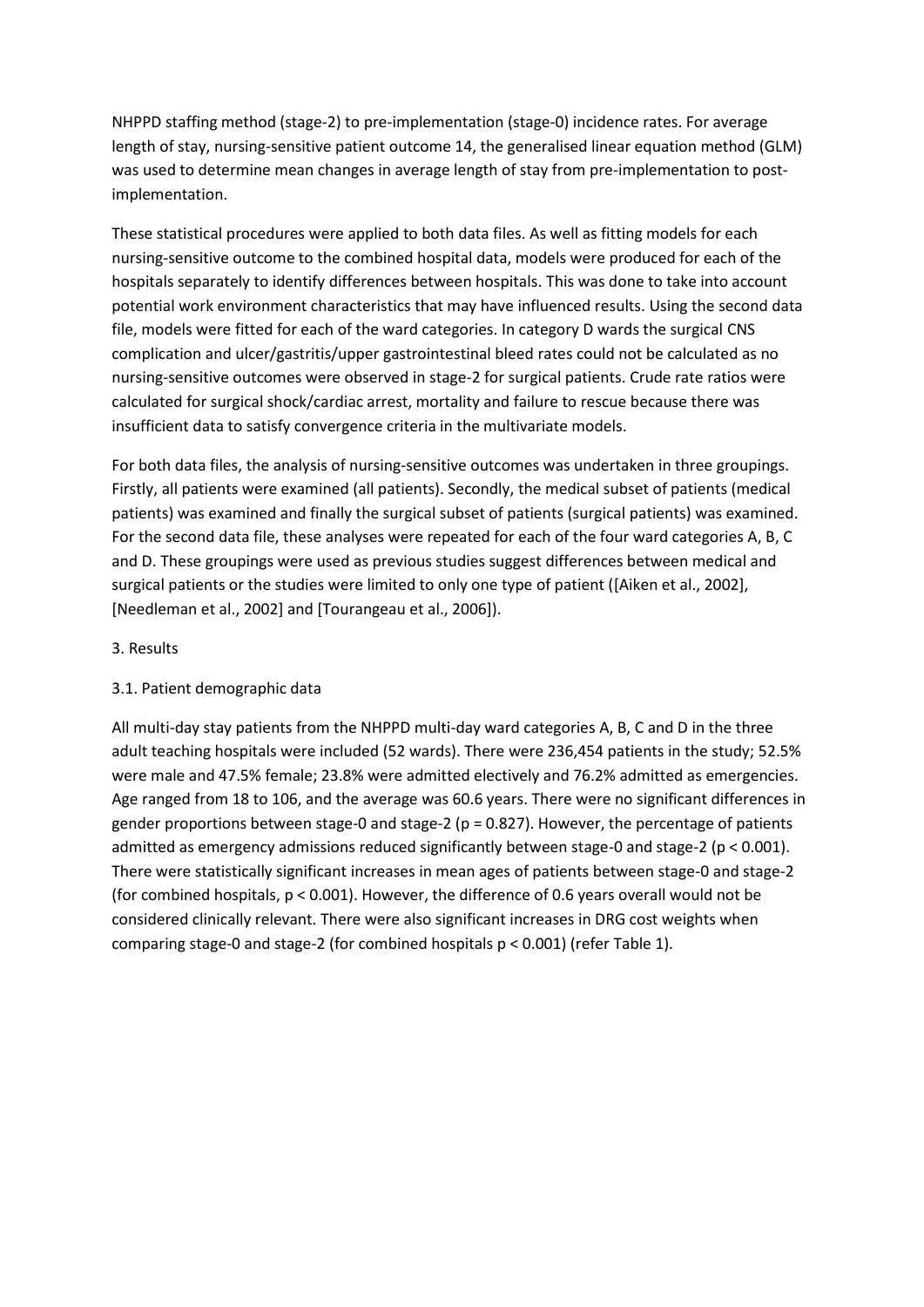NHPPD staffing method (stage-2) to pre-implementation (stage-0) incidence rates. For average length of stay, nursing-sensitive patient outcome 14, the generalised linear equation method (GLM) was used to determine mean changes in average length of stay from pre-implementation to post-implementation.

These statistical procedures were applied to both data files. As well as fitting models for each nursing-sensitive outcome to the combined hospital data, models were produced for each of the hospitals separately to identify differences between hospitals. This was done to take into account potential work environment characteristics that may have influenced results. Using the second data file, models were fitted for each of the ward categories. In category D wards the surgical CNS complication and ulcer/gastritis/upper gastrointestinal bleed rates could not be calculated as no nursing-sensitive outcomes were observed in stage-2 for surgical patients. Crude rate ratios were calculated for surgical shock/cardiac arrest, mortality and failure to rescue because there was insufficient data to satisfy convergence criteria in the multivariate models.

For both data files, the analysis of nursing-sensitive outcomes was undertaken in three groupings. Firstly, all patients were examined (all patients). Secondly, the medical subset of patients (medical patients) was examined and finally the surgical subset of patients (surgical patients) was examined. For the second data file, these analyses were repeated for each of the four ward categories A, B, C and D. These groupings were used as previous studies suggest differences between medical and surgical patients or the studies were limited to only one type of patient ([Aiken et al., 2002], [Needleman et al., 2002] and [Tourangeau et al., 2006]).

## 3. Results

### 3.1. Patient demographic data

All multi-day stay patients from the NHPPD multi-day ward categories A, B, C and D in the three adult teaching hospitals were included (52 wards). There were 236,454 patients in the study; 52.5% were male and 47.5% female; 23.8% were admitted electively and 76.2% admitted as emergencies. Age ranged from 18 to 106, and the average was 60.6 years. There were no significant differences in gender proportions between stage-0 and stage-2 ($p = 0.827$). However, the percentage of patients admitted as emergency admissions reduced significantly between stage-0 and stage-2 ($p < 0.001$). There were statistically significant increases in mean ages of patients between stage-0 and stage-2 (for combined hospitals, $p < 0.001$). However, the difference of 0.6 years overall would not be considered clinically relevant. There were also significant increases in DRG cost weights when comparing stage-0 and stage-2 (for combined hospitals $p < 0.001$) (refer Table 1).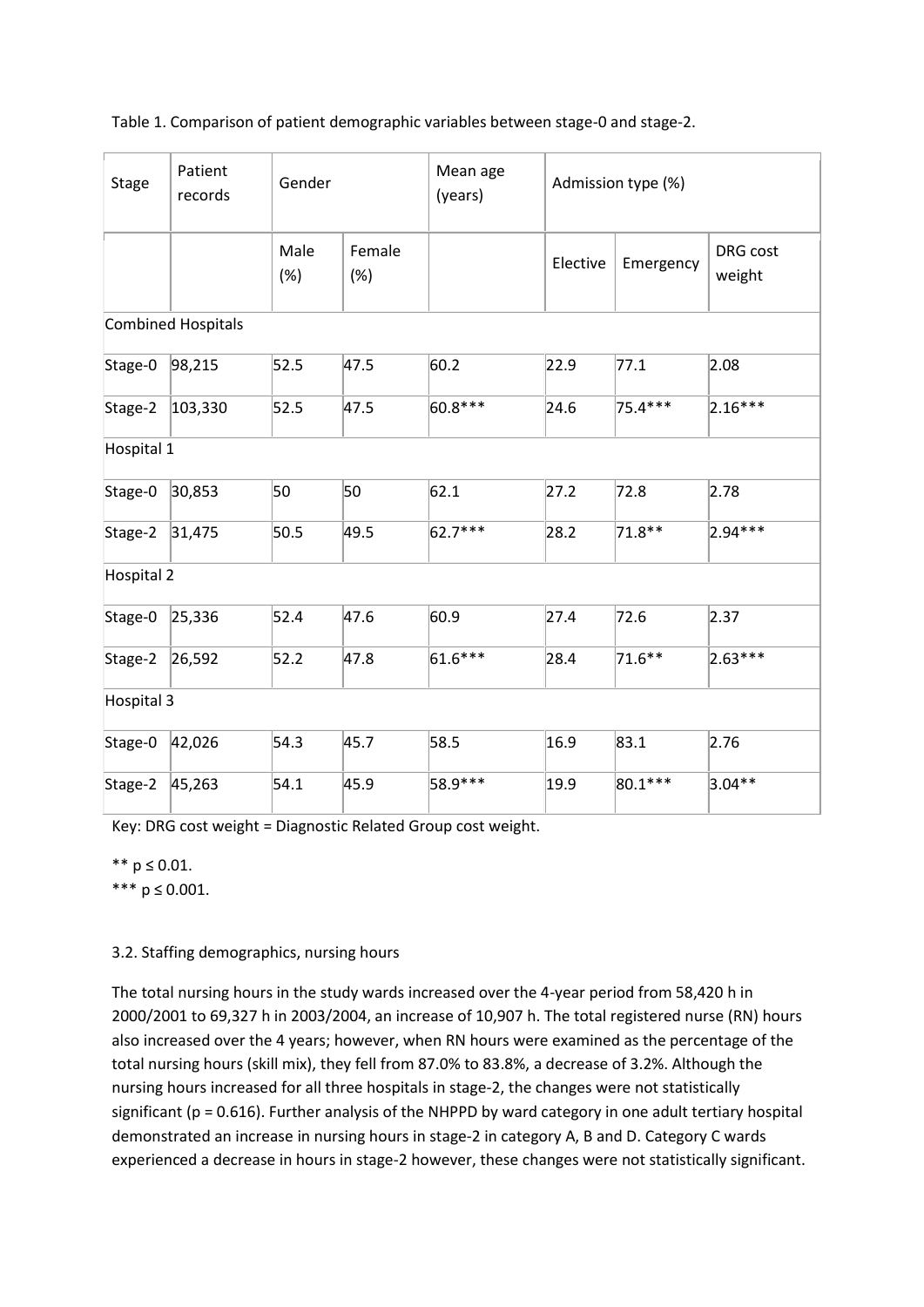Table 1. Comparison of patient demographic variables between stage-0 and stage-2.

| Stage | Patient records | Gender | | Mean age (years) | Admission type (%) | | |
|---|---|---|---|---|---|---|---|
| | | Male (%) | Female (%) | | Elective | Emergency | DRG cost weight |
| Combined Hospitals | | | | | | | |
| Stage-0 | 98,215 | 52.5 | 47.5 | 60.2 | 22.9 | 77.1 | 2.08 |
| Stage-2 | 103,330 | 52.5 | 47.5 | 60.8*** | 24.6 | 75.4*** | 2.16*** |
| Hospital 1 | | | | | | | |
| Stage-0 | 30,853 | 50 | 50 | 62.1 | 27.2 | 72.8 | 2.78 |
| Stage-2 | 31,475 | 50.5 | 49.5 | 62.7*** | 28.2 | 71.8** | 2.94*** |
| Hospital 2 | | | | | | | |
| Stage-0 | 25,336 | 52.4 | 47.6 | 60.9 | 27.4 | 72.6 | 2.37 |
| Stage-2 | 26,592 | 52.2 | 47.8 | 61.6*** | 28.4 | 71.6** | 2.63*** |
| Hospital 3 | | | | | | | |
| Stage-0 | 42,026 | 54.3 | 45.7 | 58.5 | 16.9 | 83.1 | 2.76 |
| Stage-2 | 45,263 | 54.1 | 45.9 | 58.9*** | 19.9 | 80.1*** | 3.04** |

Key: DRG cost weight = Diagnostic Related Group cost weight.

** $p \leq 0.01$.
*** $p \leq 0.001$.

### 3.2. Staffing demographics, nursing hours

The total nursing hours in the study wards increased over the 4-year period from 58,420 h in 2000/2001 to 69,327 h in 2003/2004, an increase of 10,907 h. The total registered nurse (RN) hours also increased over the 4 years; however, when RN hours were examined as the percentage of the total nursing hours (skill mix), they fell from 87.0% to 83.8%, a decrease of 3.2%. Although the nursing hours increased for all three hospitals in stage-2, the changes were not statistically significant ($p = 0.616$). Further analysis of the NHPPD by ward category in one adult tertiary hospital demonstrated an increase in nursing hours in stage-2 in category A, B and D. Category C wards experienced a decrease in hours in stage-2 however, these changes were not statistically significant.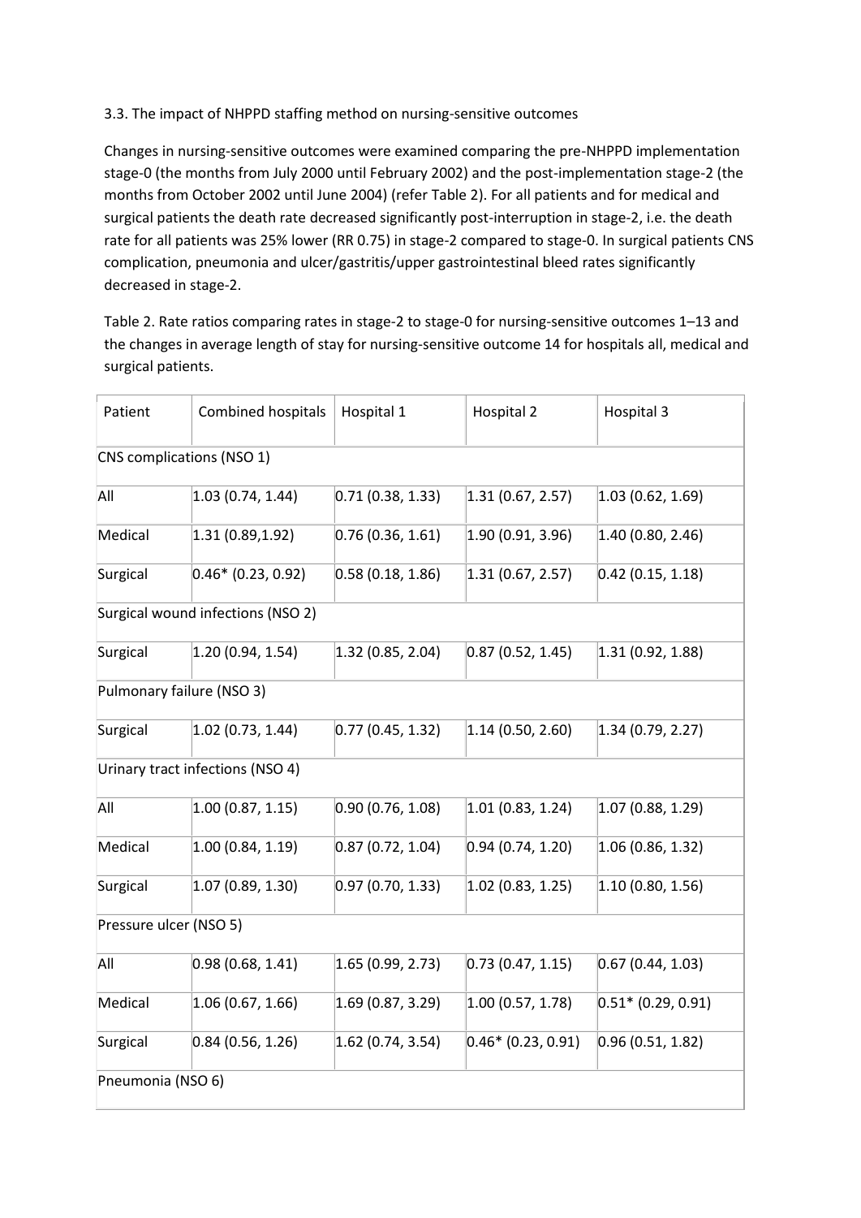3.3. The impact of NHPPD staffing method on nursing-sensitive outcomes

Changes in nursing-sensitive outcomes were examined comparing the pre-NHPPD implementation stage-0 (the months from July 2000 until February 2002) and the post-implementation stage-2 (the months from October 2002 until June 2004) (refer Table 2). For all patients and for medical and surgical patients the death rate decreased significantly post-interruption in stage-2, i.e. the death rate for all patients was 25% lower (RR 0.75) in stage-2 compared to stage-0. In surgical patients CNS complication, pneumonia and ulcer/gastritis/upper gastrointestinal bleed rates significantly decreased in stage-2.

Table 2. Rate ratios comparing rates in stage-2 to stage-0 for nursing-sensitive outcomes 1–13 and the changes in average length of stay for nursing-sensitive outcome 14 for hospitals all, medical and surgical patients.

| Patient | Combined hospitals | Hospital 1 | Hospital 2 | Hospital 3 |
|---|---|---|---|---|
| CNS complications (NSO 1) | | | | |
| All | 1.03 (0.74, 1.44) | 0.71 (0.38, 1.33) | 1.31 (0.67, 2.57) | 1.03 (0.62, 1.69) |
| Medical | 1.31 (0.89,1.92) | 0.76 (0.36, 1.61) | 1.90 (0.91, 3.96) | 1.40 (0.80, 2.46) |
| Surgical | 0.46* (0.23, 0.92) | 0.58 (0.18, 1.86) | 1.31 (0.67, 2.57) | 0.42 (0.15, 1.18) |
| Surgical wound infections (NSO 2) | | | | |
| Surgical | 1.20 (0.94, 1.54) | 1.32 (0.85, 2.04) | 0.87 (0.52, 1.45) | 1.31 (0.92, 1.88) |
| Pulmonary failure (NSO 3) | | | | |
| Surgical | 1.02 (0.73, 1.44) | 0.77 (0.45, 1.32) | 1.14 (0.50, 2.60) | 1.34 (0.79, 2.27) |
| Urinary tract infections (NSO 4) | | | | |
| All | 1.00 (0.87, 1.15) | 0.90 (0.76, 1.08) | 1.01 (0.83, 1.24) | 1.07 (0.88, 1.29) |
| Medical | 1.00 (0.84, 1.19) | 0.87 (0.72, 1.04) | 0.94 (0.74, 1.20) | 1.06 (0.86, 1.32) |
| Surgical | 1.07 (0.89, 1.30) | 0.97 (0.70, 1.33) | 1.02 (0.83, 1.25) | 1.10 (0.80, 1.56) |
| Pressure ulcer (NSO 5) | | | | |
| All | 0.98 (0.68, 1.41) | 1.65 (0.99, 2.73) | 0.73 (0.47, 1.15) | 0.67 (0.44, 1.03) |
| Medical | 1.06 (0.67, 1.66) | 1.69 (0.87, 3.29) | 1.00 (0.57, 1.78) | 0.51* (0.29, 0.91) |
| Surgical | 0.84 (0.56, 1.26) | 1.62 (0.74, 3.54) | 0.46* (0.23, 0.91) | 0.96 (0.51, 1.82) |
| Pneumonia (NSO 6) | | | | |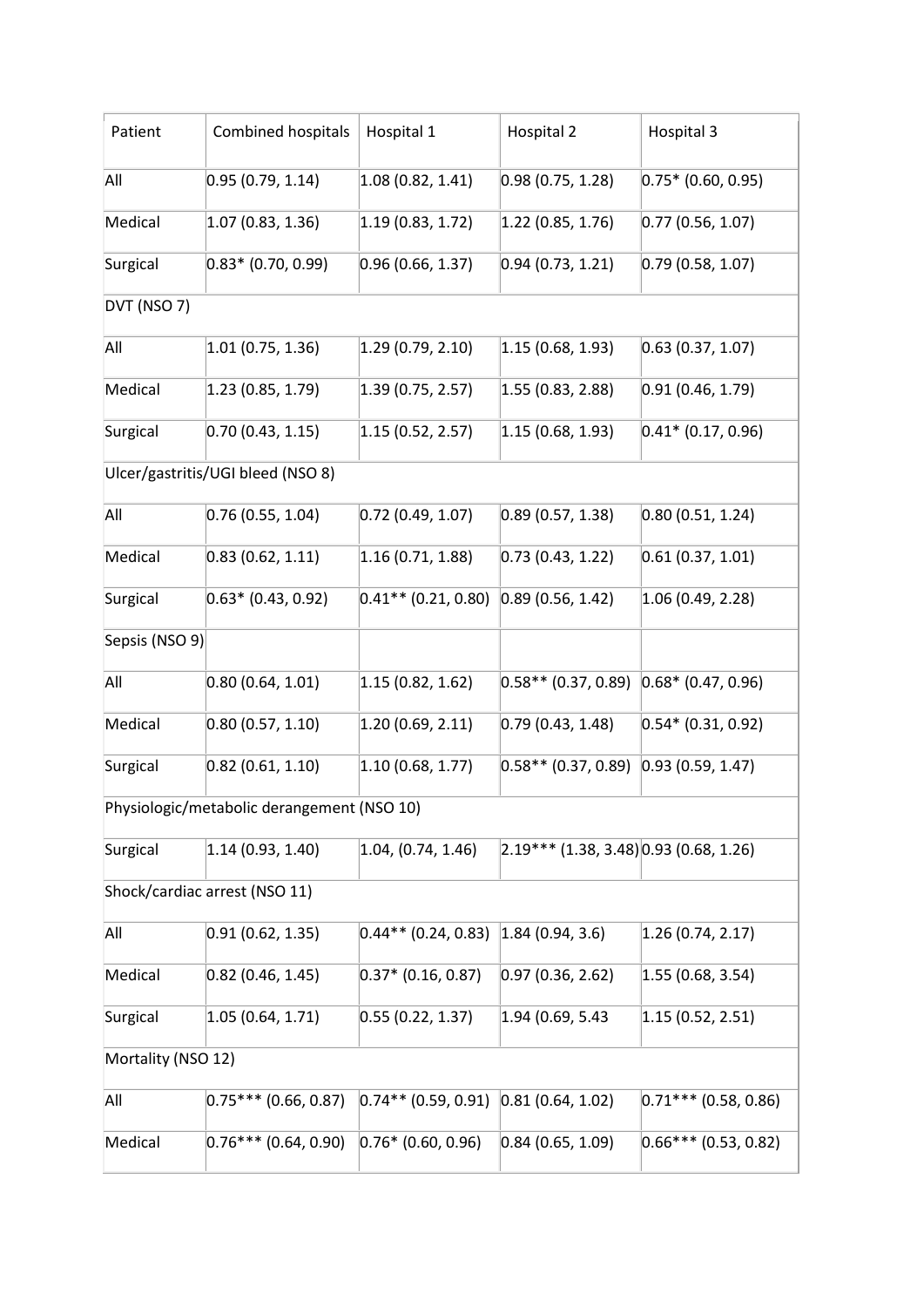| Patient | Combined hospitals | Hospital 1 | Hospital 2 | Hospital 3 |
|---|---|---|---|---|
| All | 0.95 (0.79, 1.14) | 1.08 (0.82, 1.41) | 0.98 (0.75, 1.28) | 0.75* (0.60, 0.95) |
| Medical | 1.07 (0.83, 1.36) | 1.19 (0.83, 1.72) | 1.22 (0.85, 1.76) | 0.77 (0.56, 1.07) |
| Surgical | 0.83* (0.70, 0.99) | 0.96 (0.66, 1.37) | 0.94 (0.73, 1.21) | 0.79 (0.58, 1.07) |
| DVT (NSO 7) | | | | |
| All | 1.01 (0.75, 1.36) | 1.29 (0.79, 2.10) | 1.15 (0.68, 1.93) | 0.63 (0.37, 1.07) |
| Medical | 1.23 (0.85, 1.79) | 1.39 (0.75, 2.57) | 1.55 (0.83, 2.88) | 0.91 (0.46, 1.79) |
| Surgical | 0.70 (0.43, 1.15) | 1.15 (0.52, 2.57) | 1.15 (0.68, 1.93) | 0.41* (0.17, 0.96) |
| Ulcer/gastritis/UGI bleed (NSO 8) | | | | |
| All | 0.76 (0.55, 1.04) | 0.72 (0.49, 1.07) | 0.89 (0.57, 1.38) | 0.80 (0.51, 1.24) |
| Medical | 0.83 (0.62, 1.11) | 1.16 (0.71, 1.88) | 0.73 (0.43, 1.22) | 0.61 (0.37, 1.01) |
| Surgical | 0.63* (0.43, 0.92) | 0.41** (0.21, 0.80) | 0.89 (0.56, 1.42) | 1.06 (0.49, 2.28) |
| Sepsis (NSO 9) | | | | |
| All | 0.80 (0.64, 1.01) | 1.15 (0.82, 1.62) | 0.58** (0.37, 0.89) | 0.68* (0.47, 0.96) |
| Medical | 0.80 (0.57, 1.10) | 1.20 (0.69, 2.11) | 0.79 (0.43, 1.48) | 0.54* (0.31, 0.92) |
| Surgical | 0.82 (0.61, 1.10) | 1.10 (0.68, 1.77) | 0.58** (0.37, 0.89) | 0.93 (0.59, 1.47) |
| Physiologic/metabolic derangement (NSO 10) | | | | |
| Surgical | 1.14 (0.93, 1.40) | 1.04, (0.74, 1.46) | 2.19*** (1.38, 3.48) | 0.93 (0.68, 1.26) |
| Shock/cardiac arrest (NSO 11) | | | | |
| All | 0.91 (0.62, 1.35) | 0.44** (0.24, 0.83) | 1.84 (0.94, 3.6) | 1.26 (0.74, 2.17) |
| Medical | 0.82 (0.46, 1.45) | 0.37* (0.16, 0.87) | 0.97 (0.36, 2.62) | 1.55 (0.68, 3.54) |
| Surgical | 1.05 (0.64, 1.71) | 0.55 (0.22, 1.37) | 1.94 (0.69, 5.43 | 1.15 (0.52, 2.51) |
| Mortality (NSO 12) | | | | |
| All | 0.75*** (0.66, 0.87) | 0.74** (0.59, 0.91) | 0.81 (0.64, 1.02) | 0.71*** (0.58, 0.86) |
| Medical | 0.76*** (0.64, 0.90) | 0.76* (0.60, 0.96) | 0.84 (0.65, 1.09) | 0.66*** (0.53, 0.82) |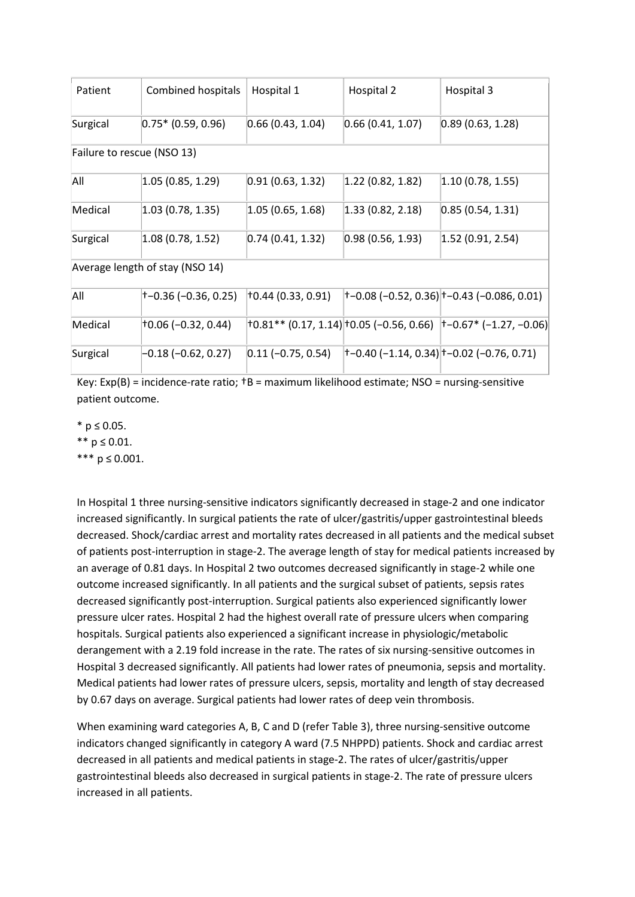| Patient | Combined hospitals | Hospital 1 | Hospital 2 | Hospital 3 |
|---|---|---|---|---|
| Surgical | 0.75* (0.59, 0.96) | 0.66 (0.43, 1.04) | 0.66 (0.41, 1.07) | 0.89 (0.63, 1.28) |
| Failure to rescue (NSO 13) | | | | |
| All | 1.05 (0.85, 1.29) | 0.91 (0.63, 1.32) | 1.22 (0.82, 1.82) | 1.10 (0.78, 1.55) |
| Medical | 1.03 (0.78, 1.35) | 1.05 (0.65, 1.68) | 1.33 (0.82, 2.18) | 0.85 (0.54, 1.31) |
| Surgical | 1.08 (0.78, 1.52) | 0.74 (0.41, 1.32) | 0.98 (0.56, 1.93) | 1.52 (0.91, 2.54) |
| Average length of stay (NSO 14) | | | | |
| All | †−0.36 (−0.36, 0.25) | †0.44 (0.33, 0.91) | †−0.08 (−0.52, 0.36) | †−0.43 (−0.086, 0.01) |
| Medical | †0.06 (−0.32, 0.44) | †0.81** (0.17, 1.14) | †0.05 (−0.56, 0.66) | †−0.67* (−1.27, −0.06) |
| Surgical | −0.18 (−0.62, 0.27) | 0.11 (−0.75, 0.54) | †−0.40 (−1.14, 0.34) | †−0.02 (−0.76, 0.71) |

Key: Exp(B) = incidence-rate ratio; †B = maximum likelihood estimate; NSO = nursing-sensitive patient outcome.

* $p \leq 0.05$.
** $p \leq 0.01$.
*** $p \leq 0.001$.

In Hospital 1 three nursing-sensitive indicators significantly decreased in stage-2 and one indicator increased significantly. In surgical patients the rate of ulcer/gastritis/upper gastrointestinal bleeds decreased. Shock/cardiac arrest and mortality rates decreased in all patients and the medical subset of patients post-interruption in stage-2. The average length of stay for medical patients increased by an average of 0.81 days. In Hospital 2 two outcomes decreased significantly in stage-2 while one outcome increased significantly. In all patients and the surgical subset of patients, sepsis rates decreased significantly post-interruption. Surgical patients also experienced significantly lower pressure ulcer rates. Hospital 2 had the highest overall rate of pressure ulcers when comparing hospitals. Surgical patients also experienced a significant increase in physiologic/metabolic derangement with a 2.19 fold increase in the rate. The rates of six nursing-sensitive outcomes in Hospital 3 decreased significantly. All patients had lower rates of pneumonia, sepsis and mortality. Medical patients had lower rates of pressure ulcers, sepsis, mortality and length of stay decreased by 0.67 days on average. Surgical patients had lower rates of deep vein thrombosis.

When examining ward categories A, B, C and D (refer Table 3), three nursing-sensitive outcome indicators changed significantly in category A ward (7.5 NHPPD) patients. Shock and cardiac arrest decreased in all patients and medical patients in stage-2. The rates of ulcer/gastritis/upper gastrointestinal bleeds also decreased in surgical patients in stage-2. The rate of pressure ulcers increased in all patients.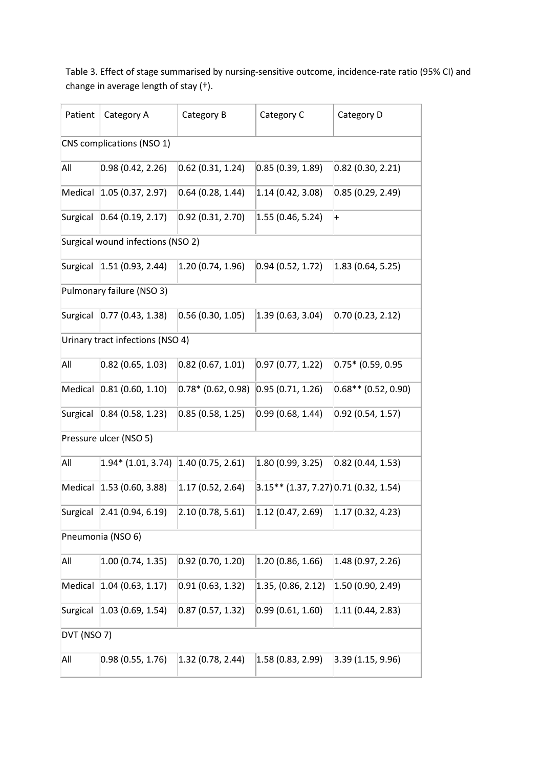Table 3. Effect of stage summarised by nursing-sensitive outcome, incidence-rate ratio (95% CI) and change in average length of stay (†).

| Patient | Category A | Category B | Category C | Category D |
|---|---|---|---|---|
| CNS complications (NSO 1) | | | | |
| All | 0.98 (0.42, 2.26) | 0.62 (0.31, 1.24) | 0.85 (0.39, 1.89) | 0.82 (0.30, 2.21) |
| Medical | 1.05 (0.37, 2.97) | 0.64 (0.28, 1.44) | 1.14 (0.42, 3.08) | 0.85 (0.29, 2.49) |
| Surgical | 0.64 (0.19, 2.17) | 0.92 (0.31, 2.70) | 1.55 (0.46, 5.24) | + |
| Surgical wound infections (NSO 2) | | | | |
| Surgical | 1.51 (0.93, 2.44) | 1.20 (0.74, 1.96) | 0.94 (0.52, 1.72) | 1.83 (0.64, 5.25) |
| Pulmonary failure (NSO 3) | | | | |
| Surgical | 0.77 (0.43, 1.38) | 0.56 (0.30, 1.05) | 1.39 (0.63, 3.04) | 0.70 (0.23, 2.12) |
| Urinary tract infections (NSO 4) | | | | |
| All | 0.82 (0.65, 1.03) | 0.82 (0.67, 1.01) | 0.97 (0.77, 1.22) | 0.75* (0.59, 0.95 |
| Medical | 0.81 (0.60, 1.10) | 0.78* (0.62, 0.98) | 0.95 (0.71, 1.26) | 0.68** (0.52, 0.90) |
| Surgical | 0.84 (0.58, 1.23) | 0.85 (0.58, 1.25) | 0.99 (0.68, 1.44) | 0.92 (0.54, 1.57) |
| Pressure ulcer (NSO 5) | | | | |
| All | 1.94* (1.01, 3.74) | 1.40 (0.75, 2.61) | 1.80 (0.99, 3.25) | 0.82 (0.44, 1.53) |
| Medical | 1.53 (0.60, 3.88) | 1.17 (0.52, 2.64) | 3.15** (1.37, 7.27) | 0.71 (0.32, 1.54) |
| Surgical | 2.41 (0.94, 6.19) | 2.10 (0.78, 5.61) | 1.12 (0.47, 2.69) | 1.17 (0.32, 4.23) |
| Pneumonia (NSO 6) | | | | |
| All | 1.00 (0.74, 1.35) | 0.92 (0.70, 1.20) | 1.20 (0.86, 1.66) | 1.48 (0.97, 2.26) |
| Medical | 1.04 (0.63, 1.17) | 0.91 (0.63, 1.32) | 1.35, (0.86, 2.12) | 1.50 (0.90, 2.49) |
| Surgical | 1.03 (0.69, 1.54) | 0.87 (0.57, 1.32) | 0.99 (0.61, 1.60) | 1.11 (0.44, 2.83) |
| DVT (NSO 7) | | | | |
| All | 0.98 (0.55, 1.76) | 1.32 (0.78, 2.44) | 1.58 (0.83, 2.99) | 3.39 (1.15, 9.96) |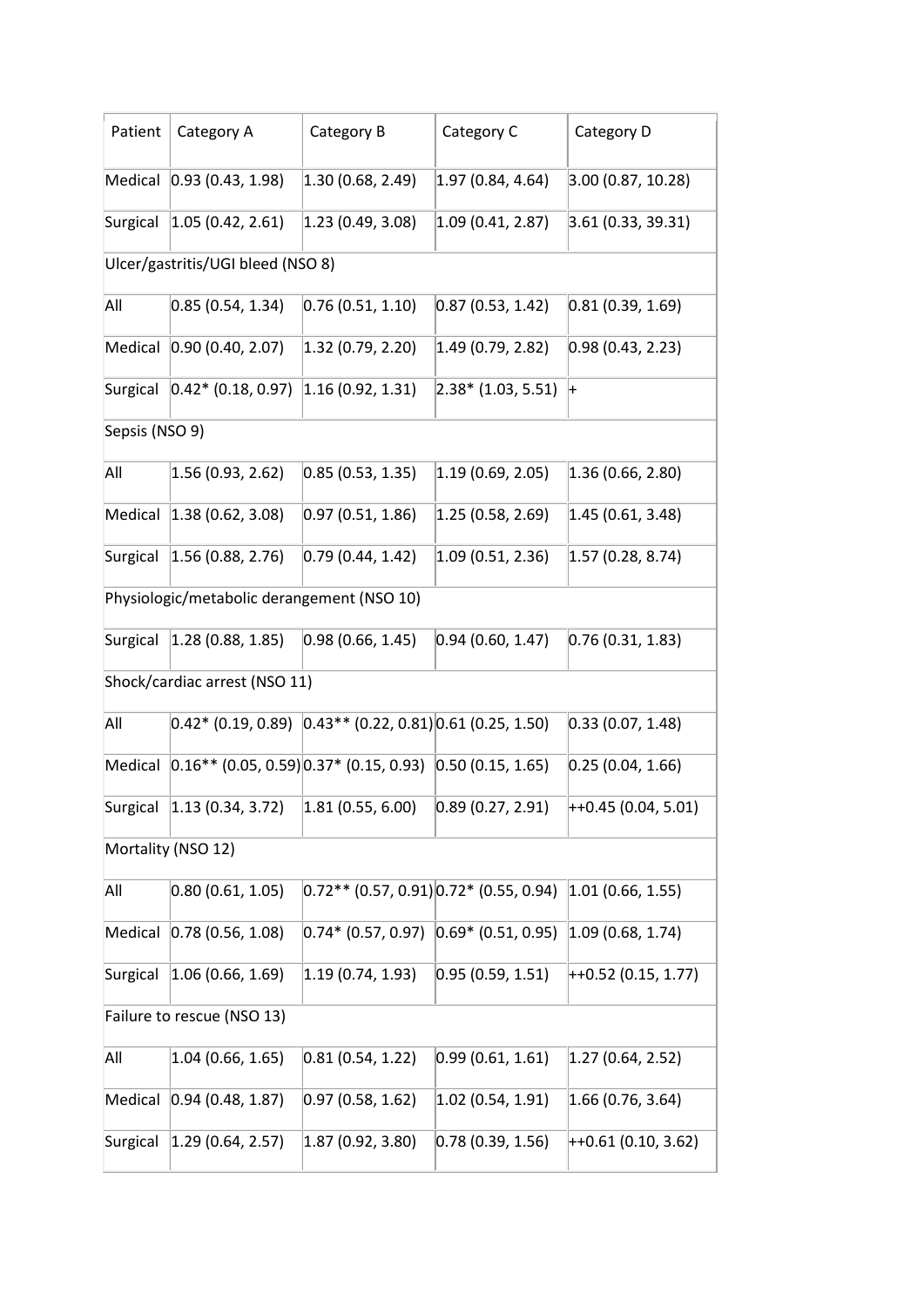| Patient | Category A | Category B | Category C | Category D |
| --- | --- | --- | --- | --- |
| Medical | 0.93 (0.43, 1.98) | 1.30 (0.68, 2.49) | 1.97 (0.84, 4.64) | 3.00 (0.87, 10.28) |
| Surgical | 1.05 (0.42, 2.61) | 1.23 (0.49, 3.08) | 1.09 (0.41, 2.87) | 3.61 (0.33, 39.31) |
| Ulcer/gastritis/UGI bleed (NSO 8) | | | | |
| All | 0.85 (0.54, 1.34) | 0.76 (0.51, 1.10) | 0.87 (0.53, 1.42) | 0.81 (0.39, 1.69) |
| Medical | 0.90 (0.40, 2.07) | 1.32 (0.79, 2.20) | 1.49 (0.79, 2.82) | 0.98 (0.43, 2.23) |
| Surgical | 0.42* (0.18, 0.97) | 1.16 (0.92, 1.31) | 2.38* (1.03, 5.51) | + |
| Sepsis (NSO 9) | | | | |
| All | 1.56 (0.93, 2.62) | 0.85 (0.53, 1.35) | 1.19 (0.69, 2.05) | 1.36 (0.66, 2.80) |
| Medical | 1.38 (0.62, 3.08) | 0.97 (0.51, 1.86) | 1.25 (0.58, 2.69) | 1.45 (0.61, 3.48) |
| Surgical | 1.56 (0.88, 2.76) | 0.79 (0.44, 1.42) | 1.09 (0.51, 2.36) | 1.57 (0.28, 8.74) |
| Physiologic/metabolic derangement (NSO 10) | | | | |
| Surgical | 1.28 (0.88, 1.85) | 0.98 (0.66, 1.45) | 0.94 (0.60, 1.47) | 0.76 (0.31, 1.83) |
| Shock/cardiac arrest (NSO 11) | | | | |
| All | 0.42* (0.19, 0.89) | 0.43** (0.22, 0.81) | 0.61 (0.25, 1.50) | 0.33 (0.07, 1.48) |
| Medical | 0.16** (0.05, 0.59) | 0.37* (0.15, 0.93) | 0.50 (0.15, 1.65) | 0.25 (0.04, 1.66) |
| Surgical | 1.13 (0.34, 3.72) | 1.81 (0.55, 6.00) | 0.89 (0.27, 2.91) | ++0.45 (0.04, 5.01) |
| Mortality (NSO 12) | | | | |
| All | 0.80 (0.61, 1.05) | 0.72** (0.57, 0.91) | 0.72* (0.55, 0.94) | 1.01 (0.66, 1.55) |
| Medical | 0.78 (0.56, 1.08) | 0.74* (0.57, 0.97) | 0.69* (0.51, 0.95) | 1.09 (0.68, 1.74) |
| Surgical | 1.06 (0.66, 1.69) | 1.19 (0.74, 1.93) | 0.95 (0.59, 1.51) | ++0.52 (0.15, 1.77) |
| Failure to rescue (NSO 13) | | | | |
| All | 1.04 (0.66, 1.65) | 0.81 (0.54, 1.22) | 0.99 (0.61, 1.61) | 1.27 (0.64, 2.52) |
| Medical | 0.94 (0.48, 1.87) | 0.97 (0.58, 1.62) | 1.02 (0.54, 1.91) | 1.66 (0.76, 3.64) |
| Surgical | 1.29 (0.64, 2.57) | 1.87 (0.92, 3.80) | 0.78 (0.39, 1.56) | ++0.61 (0.10, 3.62) |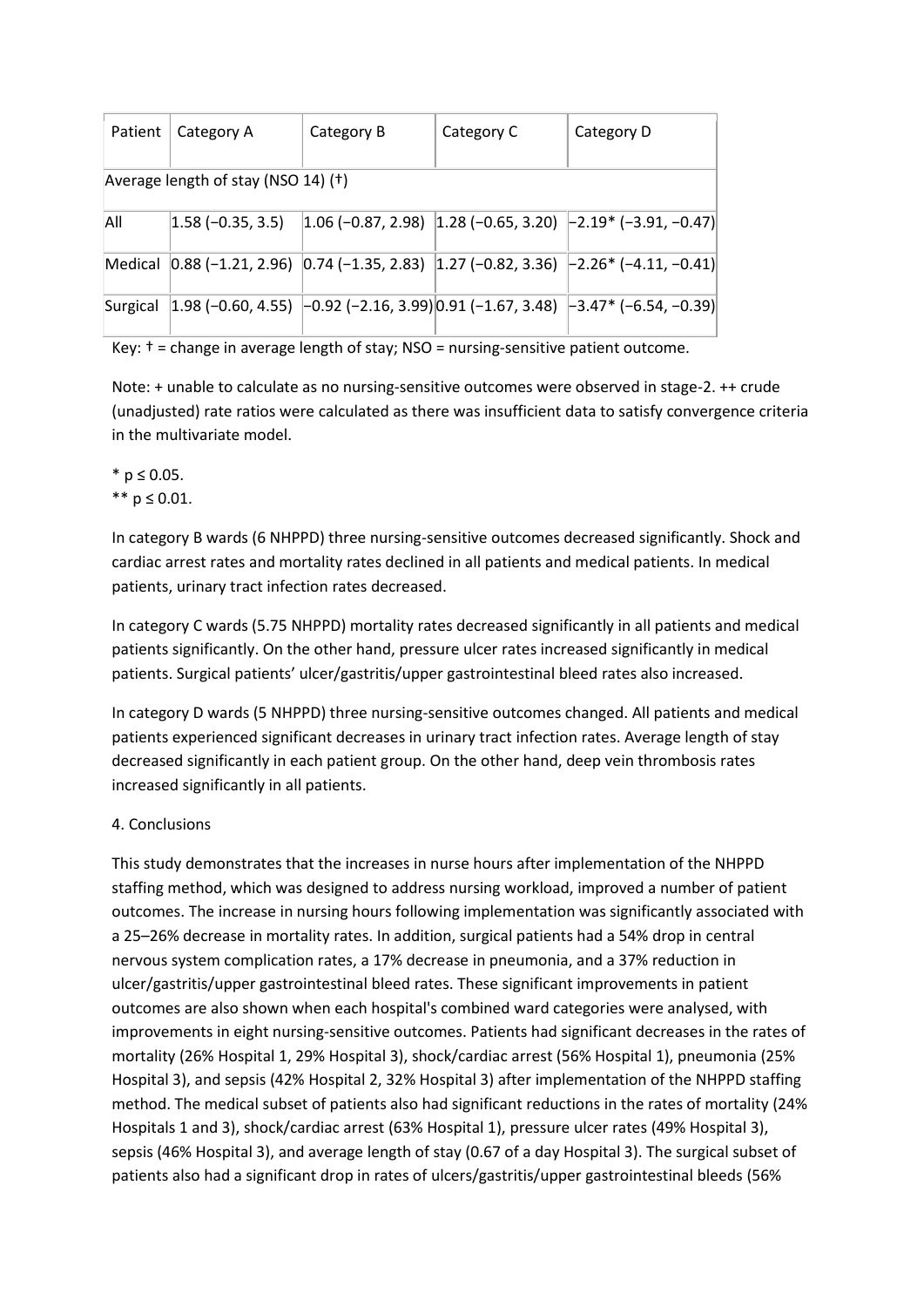| Patient | Category A | Category B | Category C | Category D |
|---|---|---|---|---|
| Average length of stay (NSO 14) (†) | | | | |
| All | 1.58 (−0.35, 3.5) | 1.06 (−0.87, 2.98) | 1.28 (−0.65, 3.20) | −2.19* (−3.91, −0.47) |
| Medical | 0.88 (−1.21, 2.96) | 0.74 (−1.35, 2.83) | 1.27 (−0.82, 3.36) | −2.26* (−4.11, −0.41) |
| Surgical | 1.98 (−0.60, 4.55) | −0.92 (−2.16, 3.99) | 0.91 (−1.67, 3.48) | −3.47* (−6.54, −0.39) |

Key: † = change in average length of stay; NSO = nursing-sensitive patient outcome.

Note: + unable to calculate as no nursing-sensitive outcomes were observed in stage-2. ++ crude (unadjusted) rate ratios were calculated as there was insufficient data to satisfy convergence criteria in the multivariate model.

\* $p \leq 0.05$.
\*\* $p \leq 0.01$.

In category B wards (6 NHPPD) three nursing-sensitive outcomes decreased significantly. Shock and cardiac arrest rates and mortality rates declined in all patients and medical patients. In medical patients, urinary tract infection rates decreased.

In category C wards (5.75 NHPPD) mortality rates decreased significantly in all patients and medical patients significantly. On the other hand, pressure ulcer rates increased significantly in medical patients. Surgical patients' ulcer/gastritis/upper gastrointestinal bleed rates also increased.

In category D wards (5 NHPPD) three nursing-sensitive outcomes changed. All patients and medical patients experienced significant decreases in urinary tract infection rates. Average length of stay decreased significantly in each patient group. On the other hand, deep vein thrombosis rates increased significantly in all patients.

## 4. Conclusions

This study demonstrates that the increases in nurse hours after implementation of the NHPPD staffing method, which was designed to address nursing workload, improved a number of patient outcomes. The increase in nursing hours following implementation was significantly associated with a 25–26% decrease in mortality rates. In addition, surgical patients had a 54% drop in central nervous system complication rates, a 17% decrease in pneumonia, and a 37% reduction in ulcer/gastritis/upper gastrointestinal bleed rates. These significant improvements in patient outcomes are also shown when each hospital's combined ward categories were analysed, with improvements in eight nursing-sensitive outcomes. Patients had significant decreases in the rates of mortality (26% Hospital 1, 29% Hospital 3), shock/cardiac arrest (56% Hospital 1), pneumonia (25% Hospital 3), and sepsis (42% Hospital 2, 32% Hospital 3) after implementation of the NHPPD staffing method. The medical subset of patients also had significant reductions in the rates of mortality (24% Hospitals 1 and 3), shock/cardiac arrest (63% Hospital 1), pressure ulcer rates (49% Hospital 3), sepsis (46% Hospital 3), and average length of stay (0.67 of a day Hospital 3). The surgical subset of patients also had a significant drop in rates of ulcers/gastritis/upper gastrointestinal bleeds (56%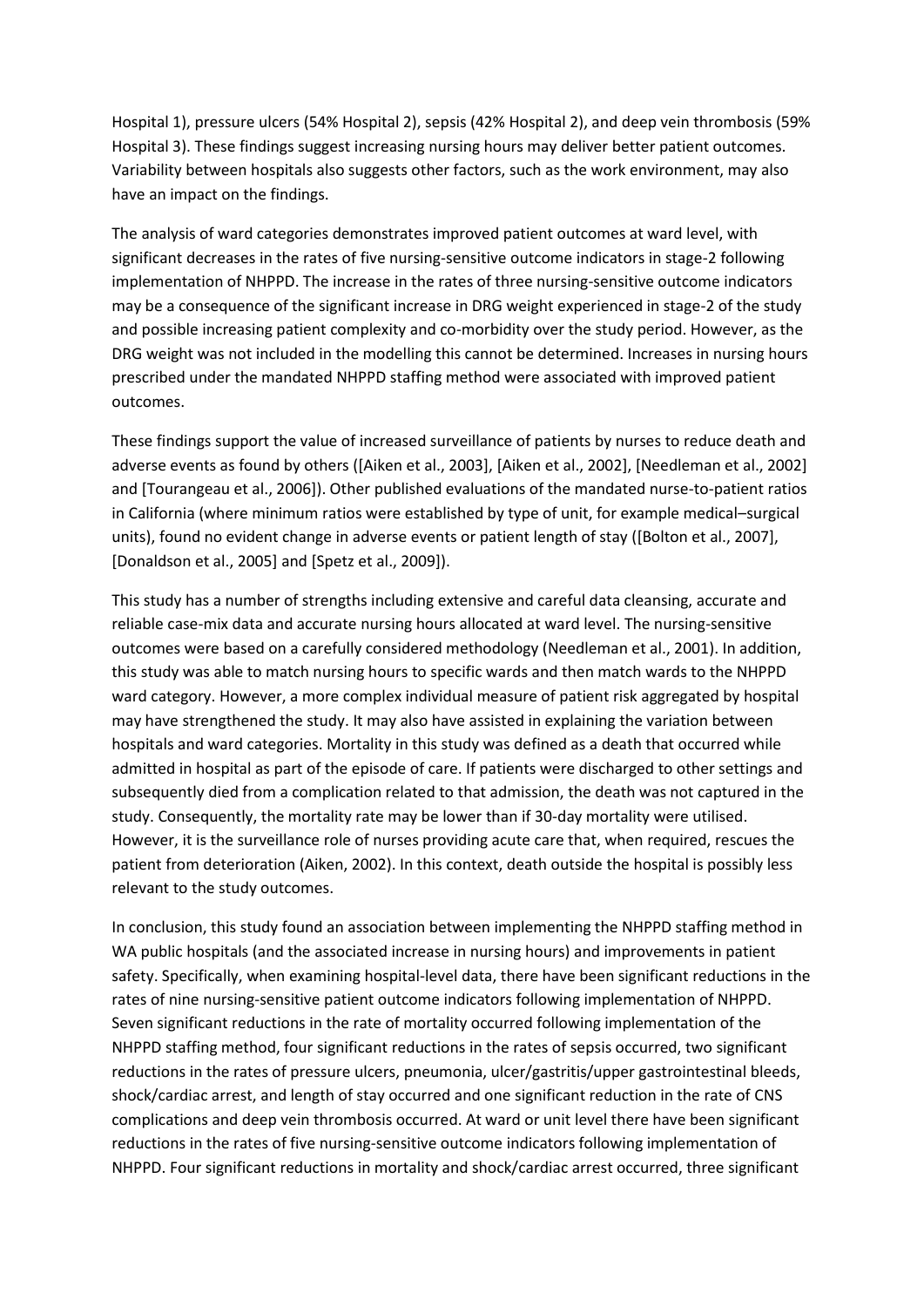Hospital 1), pressure ulcers (54% Hospital 2), sepsis (42% Hospital 2), and deep vein thrombosis (59% Hospital 3). These findings suggest increasing nursing hours may deliver better patient outcomes. Variability between hospitals also suggests other factors, such as the work environment, may also have an impact on the findings.

The analysis of ward categories demonstrates improved patient outcomes at ward level, with significant decreases in the rates of five nursing-sensitive outcome indicators in stage-2 following implementation of NHPPD. The increase in the rates of three nursing-sensitive outcome indicators may be a consequence of the significant increase in DRG weight experienced in stage-2 of the study and possible increasing patient complexity and co-morbidity over the study period. However, as the DRG weight was not included in the modelling this cannot be determined. Increases in nursing hours prescribed under the mandated NHPPD staffing method were associated with improved patient outcomes.

These findings support the value of increased surveillance of patients by nurses to reduce death and adverse events as found by others ([Aiken et al., 2003], [Aiken et al., 2002], [Needleman et al., 2002] and [Tourangeau et al., 2006]). Other published evaluations of the mandated nurse-to-patient ratios in California (where minimum ratios were established by type of unit, for example medical–surgical units), found no evident change in adverse events or patient length of stay ([Bolton et al., 2007], [Donaldson et al., 2005] and [Spetz et al., 2009]).

This study has a number of strengths including extensive and careful data cleansing, accurate and reliable case-mix data and accurate nursing hours allocated at ward level. The nursing-sensitive outcomes were based on a carefully considered methodology (Needleman et al., 2001). In addition, this study was able to match nursing hours to specific wards and then match wards to the NHPPD ward category. However, a more complex individual measure of patient risk aggregated by hospital may have strengthened the study. It may also have assisted in explaining the variation between hospitals and ward categories. Mortality in this study was defined as a death that occurred while admitted in hospital as part of the episode of care. If patients were discharged to other settings and subsequently died from a complication related to that admission, the death was not captured in the study. Consequently, the mortality rate may be lower than if 30-day mortality were utilised. However, it is the surveillance role of nurses providing acute care that, when required, rescues the patient from deterioration (Aiken, 2002). In this context, death outside the hospital is possibly less relevant to the study outcomes.

In conclusion, this study found an association between implementing the NHPPD staffing method in WA public hospitals (and the associated increase in nursing hours) and improvements in patient safety. Specifically, when examining hospital-level data, there have been significant reductions in the rates of nine nursing-sensitive patient outcome indicators following implementation of NHPPD. Seven significant reductions in the rate of mortality occurred following implementation of the NHPPD staffing method, four significant reductions in the rates of sepsis occurred, two significant reductions in the rates of pressure ulcers, pneumonia, ulcer/gastritis/upper gastrointestinal bleeds, shock/cardiac arrest, and length of stay occurred and one significant reduction in the rate of CNS complications and deep vein thrombosis occurred. At ward or unit level there have been significant reductions in the rates of five nursing-sensitive outcome indicators following implementation of NHPPD. Four significant reductions in mortality and shock/cardiac arrest occurred, three significant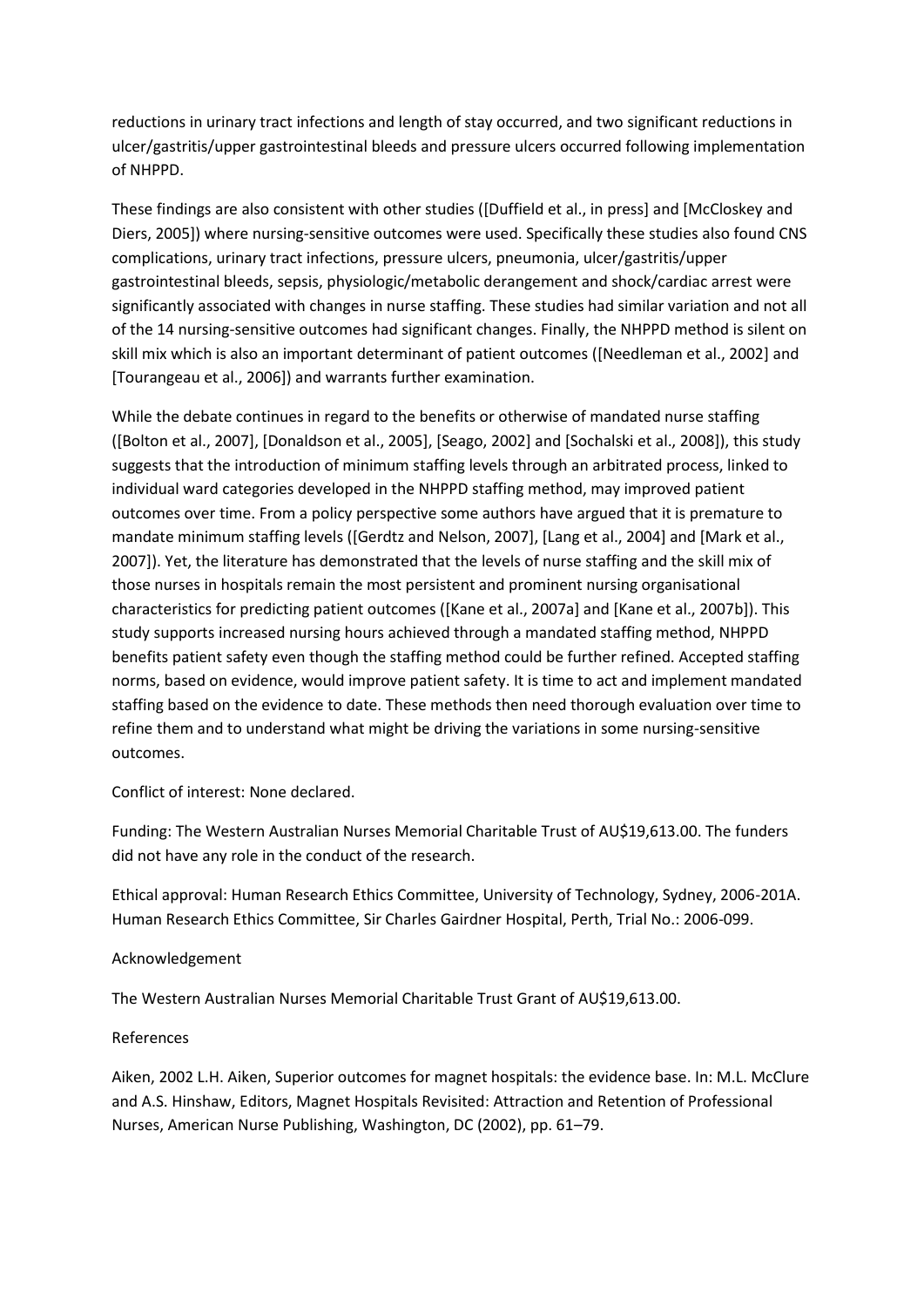reductions in urinary tract infections and length of stay occurred, and two significant reductions in ulcer/gastritis/upper gastrointestinal bleeds and pressure ulcers occurred following implementation of NHPPD.

These findings are also consistent with other studies ([Duffield et al., in press] and [McCloskey and Diers, 2005]) where nursing-sensitive outcomes were used. Specifically these studies also found CNS complications, urinary tract infections, pressure ulcers, pneumonia, ulcer/gastritis/upper gastrointestinal bleeds, sepsis, physiologic/metabolic derangement and shock/cardiac arrest were significantly associated with changes in nurse staffing. These studies had similar variation and not all of the 14 nursing-sensitive outcomes had significant changes. Finally, the NHPPD method is silent on skill mix which is also an important determinant of patient outcomes ([Needleman et al., 2002] and [Tourangeau et al., 2006]) and warrants further examination.

While the debate continues in regard to the benefits or otherwise of mandated nurse staffing ([Bolton et al., 2007], [Donaldson et al., 2005], [Seago, 2002] and [Sochalski et al., 2008]), this study suggests that the introduction of minimum staffing levels through an arbitrated process, linked to individual ward categories developed in the NHPPD staffing method, may improved patient outcomes over time. From a policy perspective some authors have argued that it is premature to mandate minimum staffing levels ([Gerdtz and Nelson, 2007], [Lang et al., 2004] and [Mark et al., 2007]). Yet, the literature has demonstrated that the levels of nurse staffing and the skill mix of those nurses in hospitals remain the most persistent and prominent nursing organisational characteristics for predicting patient outcomes ([Kane et al., 2007a] and [Kane et al., 2007b]). This study supports increased nursing hours achieved through a mandated staffing method, NHPPD benefits patient safety even though the staffing method could be further refined. Accepted staffing norms, based on evidence, would improve patient safety. It is time to act and implement mandated staffing based on the evidence to date. These methods then need thorough evaluation over time to refine them and to understand what might be driving the variations in some nursing-sensitive outcomes.

Conflict of interest: None declared.

Funding: The Western Australian Nurses Memorial Charitable Trust of AU$19,613.00. The funders did not have any role in the conduct of the research.

Ethical approval: Human Research Ethics Committee, University of Technology, Sydney, 2006-201A. Human Research Ethics Committee, Sir Charles Gairdner Hospital, Perth, Trial No.: 2006-099.

Acknowledgement

The Western Australian Nurses Memorial Charitable Trust Grant of AU$19,613.00.

References

Aiken, 2002 L.H. Aiken, Superior outcomes for magnet hospitals: the evidence base. In: M.L. McClure and A.S. Hinshaw, Editors, Magnet Hospitals Revisited: Attraction and Retention of Professional Nurses, American Nurse Publishing, Washington, DC (2002), pp. 61–79.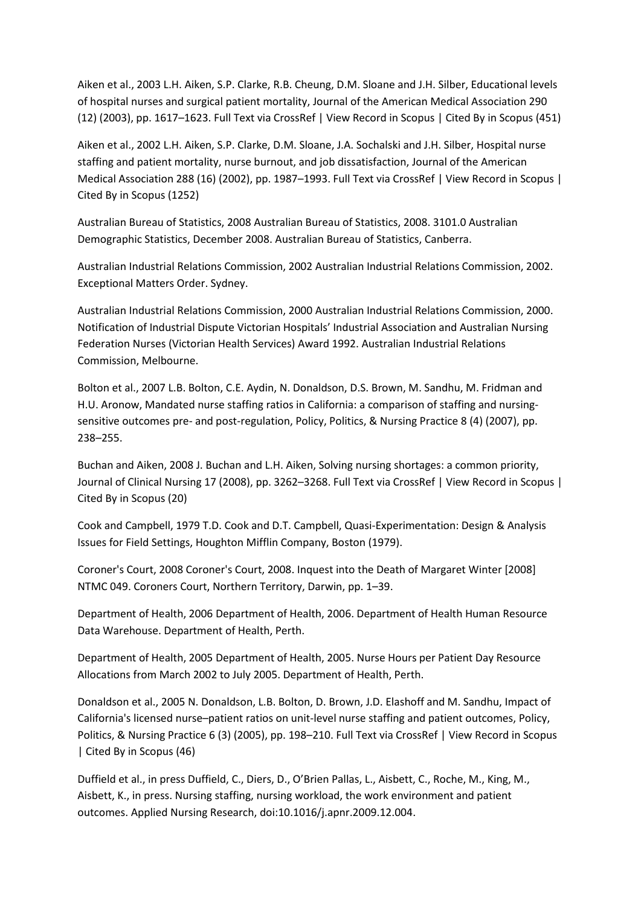Aiken et al., 2003 L.H. Aiken, S.P. Clarke, R.B. Cheung, D.M. Sloane and J.H. Silber, Educational levels of hospital nurses and surgical patient mortality, Journal of the American Medical Association 290 (12) (2003), pp. 1617–1623. Full Text via CrossRef | View Record in Scopus | Cited By in Scopus (451)

Aiken et al., 2002 L.H. Aiken, S.P. Clarke, D.M. Sloane, J.A. Sochalski and J.H. Silber, Hospital nurse staffing and patient mortality, nurse burnout, and job dissatisfaction, Journal of the American Medical Association 288 (16) (2002), pp. 1987–1993. Full Text via CrossRef | View Record in Scopus | Cited By in Scopus (1252)

Australian Bureau of Statistics, 2008 Australian Bureau of Statistics, 2008. 3101.0 Australian Demographic Statistics, December 2008. Australian Bureau of Statistics, Canberra.

Australian Industrial Relations Commission, 2002 Australian Industrial Relations Commission, 2002. Exceptional Matters Order. Sydney.

Australian Industrial Relations Commission, 2000 Australian Industrial Relations Commission, 2000. Notification of Industrial Dispute Victorian Hospitals' Industrial Association and Australian Nursing Federation Nurses (Victorian Health Services) Award 1992. Australian Industrial Relations Commission, Melbourne.

Bolton et al., 2007 L.B. Bolton, C.E. Aydin, N. Donaldson, D.S. Brown, M. Sandhu, M. Fridman and H.U. Aronow, Mandated nurse staffing ratios in California: a comparison of staffing and nursing-sensitive outcomes pre- and post-regulation, Policy, Politics, & Nursing Practice 8 (4) (2007), pp. 238–255.

Buchan and Aiken, 2008 J. Buchan and L.H. Aiken, Solving nursing shortages: a common priority, Journal of Clinical Nursing 17 (2008), pp. 3262–3268. Full Text via CrossRef | View Record in Scopus | Cited By in Scopus (20)

Cook and Campbell, 1979 T.D. Cook and D.T. Campbell, Quasi-Experimentation: Design & Analysis Issues for Field Settings, Houghton Mifflin Company, Boston (1979).

Coroner's Court, 2008 Coroner's Court, 2008. Inquest into the Death of Margaret Winter [2008] NTMC 049. Coroners Court, Northern Territory, Darwin, pp. 1–39.

Department of Health, 2006 Department of Health, 2006. Department of Health Human Resource Data Warehouse. Department of Health, Perth.

Department of Health, 2005 Department of Health, 2005. Nurse Hours per Patient Day Resource Allocations from March 2002 to July 2005. Department of Health, Perth.

Donaldson et al., 2005 N. Donaldson, L.B. Bolton, D. Brown, J.D. Elashoff and M. Sandhu, Impact of California's licensed nurse–patient ratios on unit-level nurse staffing and patient outcomes, Policy, Politics, & Nursing Practice 6 (3) (2005), pp. 198–210. Full Text via CrossRef | View Record in Scopus | Cited By in Scopus (46)

Duffield et al., in press Duffield, C., Diers, D., O'Brien Pallas, L., Aisbett, C., Roche, M., King, M., Aisbett, K., in press. Nursing staffing, nursing workload, the work environment and patient outcomes. Applied Nursing Research, doi:10.1016/j.apnr.2009.12.004.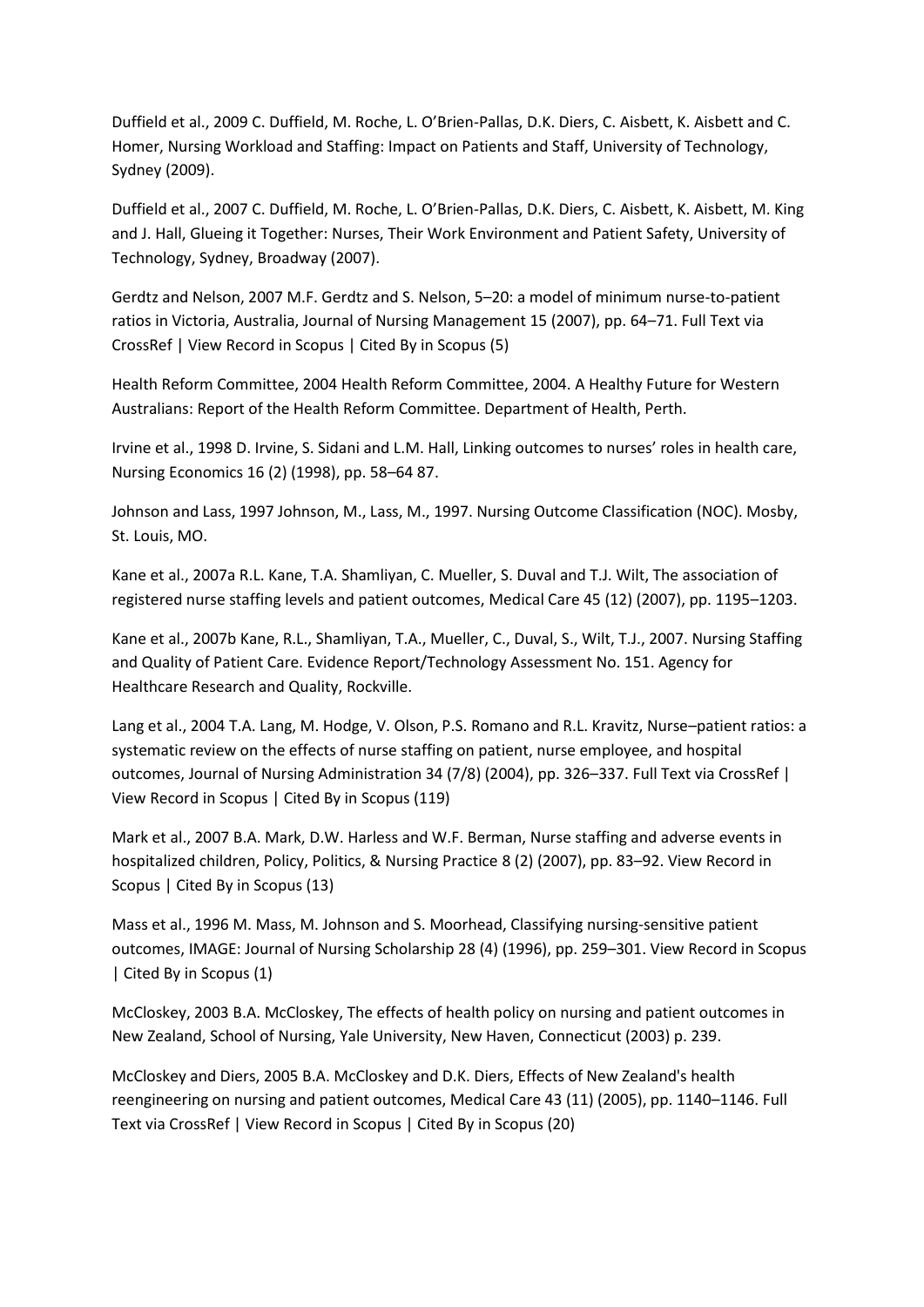Duffield et al., 2009 C. Duffield, M. Roche, L. O'Brien-Pallas, D.K. Diers, C. Aisbett, K. Aisbett and C. Homer, Nursing Workload and Staffing: Impact on Patients and Staff, University of Technology, Sydney (2009).

Duffield et al., 2007 C. Duffield, M. Roche, L. O'Brien-Pallas, D.K. Diers, C. Aisbett, K. Aisbett, M. King and J. Hall, Glueing it Together: Nurses, Their Work Environment and Patient Safety, University of Technology, Sydney, Broadway (2007).

Gerdtz and Nelson, 2007 M.F. Gerdtz and S. Nelson, 5–20: a model of minimum nurse-to-patient ratios in Victoria, Australia, Journal of Nursing Management 15 (2007), pp. 64–71. Full Text via CrossRef | View Record in Scopus | Cited By in Scopus (5)

Health Reform Committee, 2004 Health Reform Committee, 2004. A Healthy Future for Western Australians: Report of the Health Reform Committee. Department of Health, Perth.

Irvine et al., 1998 D. Irvine, S. Sidani and L.M. Hall, Linking outcomes to nurses' roles in health care, Nursing Economics 16 (2) (1998), pp. 58–64 87.

Johnson and Lass, 1997 Johnson, M., Lass, M., 1997. Nursing Outcome Classification (NOC). Mosby, St. Louis, MO.

Kane et al., 2007a R.L. Kane, T.A. Shamliyan, C. Mueller, S. Duval and T.J. Wilt, The association of registered nurse staffing levels and patient outcomes, Medical Care 45 (12) (2007), pp. 1195–1203.

Kane et al., 2007b Kane, R.L., Shamliyan, T.A., Mueller, C., Duval, S., Wilt, T.J., 2007. Nursing Staffing and Quality of Patient Care. Evidence Report/Technology Assessment No. 151. Agency for Healthcare Research and Quality, Rockville.

Lang et al., 2004 T.A. Lang, M. Hodge, V. Olson, P.S. Romano and R.L. Kravitz, Nurse–patient ratios: a systematic review on the effects of nurse staffing on patient, nurse employee, and hospital outcomes, Journal of Nursing Administration 34 (7/8) (2004), pp. 326–337. Full Text via CrossRef | View Record in Scopus | Cited By in Scopus (119)

Mark et al., 2007 B.A. Mark, D.W. Harless and W.F. Berman, Nurse staffing and adverse events in hospitalized children, Policy, Politics, & Nursing Practice 8 (2) (2007), pp. 83–92. View Record in Scopus | Cited By in Scopus (13)

Mass et al., 1996 M. Mass, M. Johnson and S. Moorhead, Classifying nursing-sensitive patient outcomes, IMAGE: Journal of Nursing Scholarship 28 (4) (1996), pp. 259–301. View Record in Scopus | Cited By in Scopus (1)

McCloskey, 2003 B.A. McCloskey, The effects of health policy on nursing and patient outcomes in New Zealand, School of Nursing, Yale University, New Haven, Connecticut (2003) p. 239.

McCloskey and Diers, 2005 B.A. McCloskey and D.K. Diers, Effects of New Zealand's health reengineering on nursing and patient outcomes, Medical Care 43 (11) (2005), pp. 1140–1146. Full Text via CrossRef | View Record in Scopus | Cited By in Scopus (20)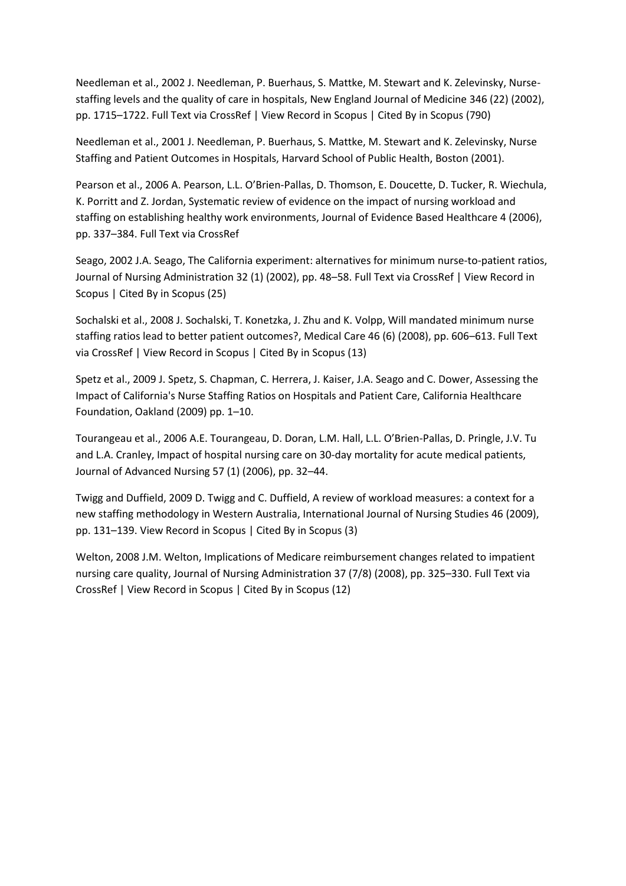Needleman et al., 2002 J. Needleman, P. Buerhaus, S. Mattke, M. Stewart and K. Zelevinsky, Nurse-staffing levels and the quality of care in hospitals, New England Journal of Medicine 346 (22) (2002), pp. 1715–1722. Full Text via CrossRef | View Record in Scopus | Cited By in Scopus (790)

Needleman et al., 2001 J. Needleman, P. Buerhaus, S. Mattke, M. Stewart and K. Zelevinsky, Nurse Staffing and Patient Outcomes in Hospitals, Harvard School of Public Health, Boston (2001).

Pearson et al., 2006 A. Pearson, L.L. O'Brien-Pallas, D. Thomson, E. Doucette, D. Tucker, R. Wiechula, K. Porritt and Z. Jordan, Systematic review of evidence on the impact of nursing workload and staffing on establishing healthy work environments, Journal of Evidence Based Healthcare 4 (2006), pp. 337–384. Full Text via CrossRef

Seago, 2002 J.A. Seago, The California experiment: alternatives for minimum nurse-to-patient ratios, Journal of Nursing Administration 32 (1) (2002), pp. 48–58. Full Text via CrossRef | View Record in Scopus | Cited By in Scopus (25)

Sochalski et al., 2008 J. Sochalski, T. Konetzka, J. Zhu and K. Volpp, Will mandated minimum nurse staffing ratios lead to better patient outcomes?, Medical Care 46 (6) (2008), pp. 606–613. Full Text via CrossRef | View Record in Scopus | Cited By in Scopus (13)

Spetz et al., 2009 J. Spetz, S. Chapman, C. Herrera, J. Kaiser, J.A. Seago and C. Dower, Assessing the Impact of California's Nurse Staffing Ratios on Hospitals and Patient Care, California Healthcare Foundation, Oakland (2009) pp. 1–10.

Tourangeau et al., 2006 A.E. Tourangeau, D. Doran, L.M. Hall, L.L. O'Brien-Pallas, D. Pringle, J.V. Tu and L.A. Cranley, Impact of hospital nursing care on 30-day mortality for acute medical patients, Journal of Advanced Nursing 57 (1) (2006), pp. 32–44.

Twigg and Duffield, 2009 D. Twigg and C. Duffield, A review of workload measures: a context for a new staffing methodology in Western Australia, International Journal of Nursing Studies 46 (2009), pp. 131–139. View Record in Scopus | Cited By in Scopus (3)

Welton, 2008 J.M. Welton, Implications of Medicare reimbursement changes related to impatient nursing care quality, Journal of Nursing Administration 37 (7/8) (2008), pp. 325–330. Full Text via CrossRef | View Record in Scopus | Cited By in Scopus (12)